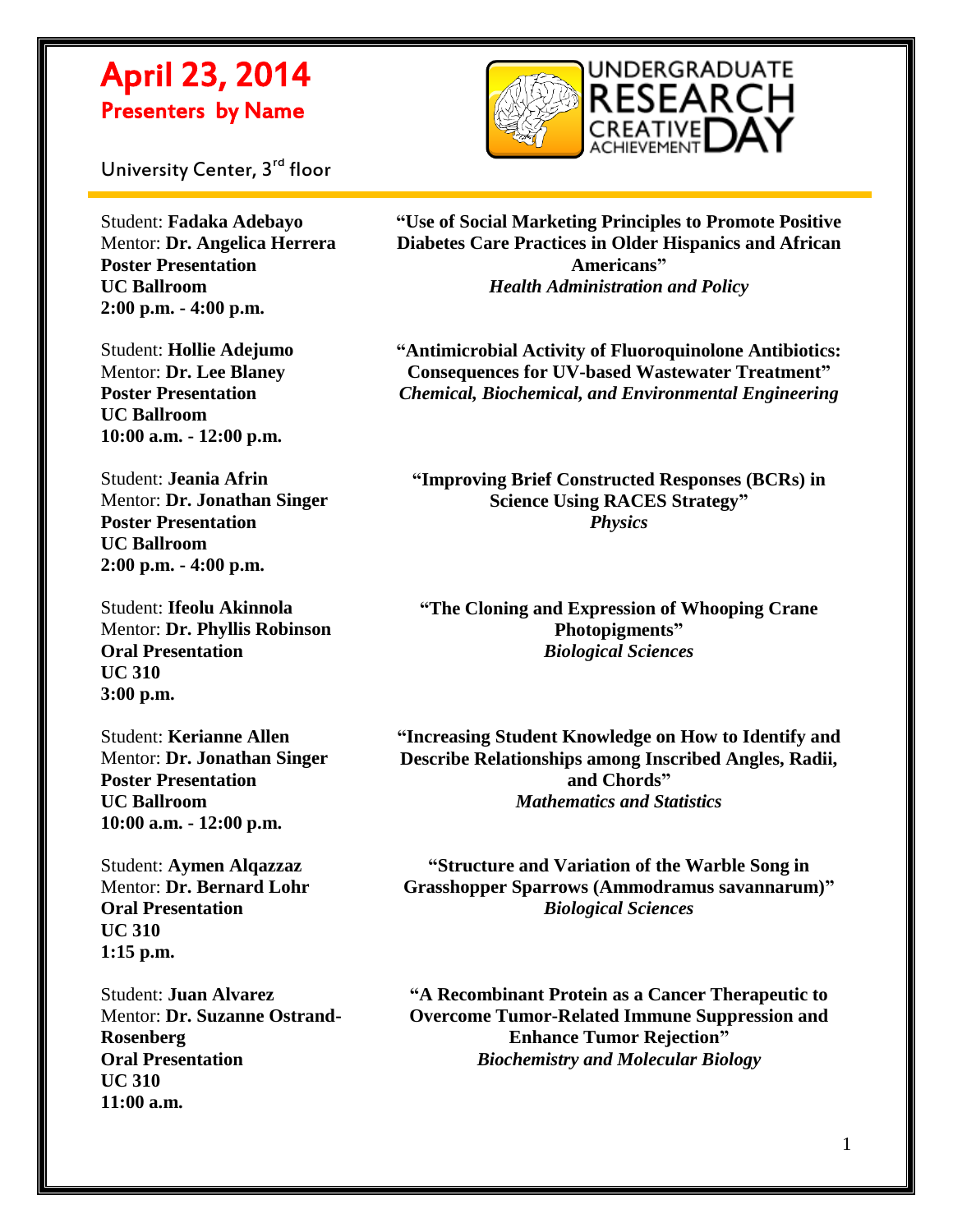# April 23, 2014

## Presenters by Name

University Center, 3rd floor

UNDERGRADUATE RESEARCH CREATIVE ACHIEVEMENT DAY

---

Student: **Fadaka Adebayo**
Mentor: **Dr. Angelica Herrera**
**Poster Presentation**
**UC Ballroom**
**2:00 p.m. - 4:00 p.m.**

**"Use of Social Marketing Principles to Promote Positive Diabetes Care Practices in Older Hispanics and African Americans"**
***Health Administration and Policy***

Student: **Hollie Adejumo**
Mentor: **Dr. Lee Blaney**
**Poster Presentation**
**UC Ballroom**
**10:00 a.m. - 12:00 p.m.**

**"Antimicrobial Activity of Fluoroquinolone Antibiotics: Consequences for UV-based Wastewater Treatment"**
***Chemical, Biochemical, and Environmental Engineering***

Student: **Jeania Afrin**
Mentor: **Dr. Jonathan Singer**
**Poster Presentation**
**UC Ballroom**
**2:00 p.m. - 4:00 p.m.**

**"Improving Brief Constructed Responses (BCRs) in Science Using RACES Strategy"**
***Physics***

Student: **Ifeolu Akinnola**
Mentor: **Dr. Phyllis Robinson**
**Oral Presentation**
**UC 310**
**3:00 p.m.**

**"The Cloning and Expression of Whooping Crane Photopigments"**
***Biological Sciences***

Student: **Kerianne Allen**
Mentor: **Dr. Jonathan Singer**
**Poster Presentation**
**UC Ballroom**
**10:00 a.m. - 12:00 p.m.**

**"Increasing Student Knowledge on How to Identify and Describe Relationships among Inscribed Angles, Radii, and Chords"**
***Mathematics and Statistics***

Student: **Aymen Alqazzaz**
Mentor: **Dr. Bernard Lohr**
**Oral Presentation**
**UC 310**
**1:15 p.m.**

**"Structure and Variation of the Warble Song in Grasshopper Sparrows (Ammodramus savannarum)"**
***Biological Sciences***

Student: **Juan Alvarez**
Mentor: **Dr. Suzanne Ostrand-Rosenberg**
**Oral Presentation**
**UC 310**
**11:00 a.m.**

**"A Recombinant Protein as a Cancer Therapeutic to Overcome Tumor-Related Immune Suppression and Enhance Tumor Rejection"**
***Biochemistry and Molecular Biology***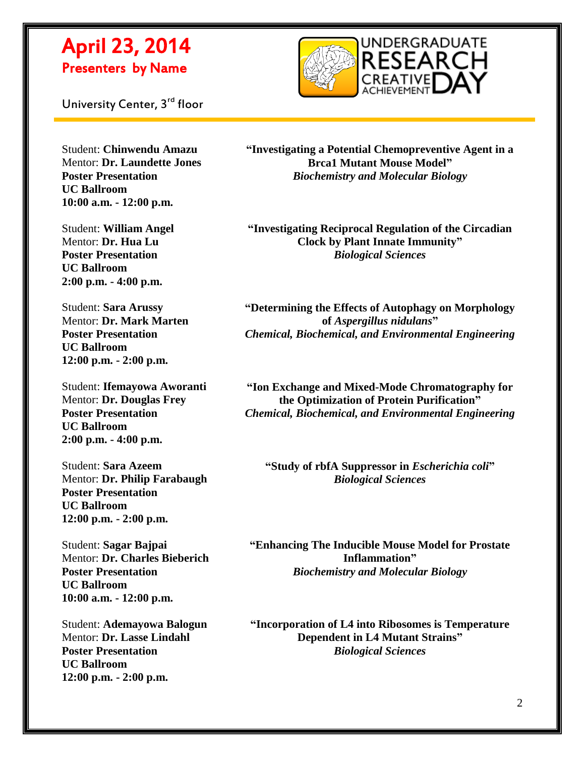# April 23, 2014

## Presenters by Name

University Center, 3rd floor

UNDERGRADUATE RESEARCH CREATIVE ACHIEVEMENT DAY

---

Student: **Chinwendu Amazu**
Mentor: **Dr. Laundette Jones**
**Poster Presentation**
**UC Ballroom**
**10:00 a.m. - 12:00 p.m.**

**"Investigating a Potential Chemopreventive Agent in a Brca1 Mutant Mouse Model"**
***Biochemistry and Molecular Biology***

Student: **William Angel**
Mentor: **Dr. Hua Lu**
**Poster Presentation**
**UC Ballroom**
**2:00 p.m. - 4:00 p.m.**

**"Investigating Reciprocal Regulation of the Circadian Clock by Plant Innate Immunity"**
***Biological Sciences***

Student: **Sara Arussy**
Mentor: **Dr. Mark Marten**
**Poster Presentation**
**UC Ballroom**
**12:00 p.m. - 2:00 p.m.**

**"Determining the Effects of Autophagy on Morphology of *Aspergillus nidulans*"**
***Chemical, Biochemical, and Environmental Engineering***

Student: **Ifemayowa Aworanti**
Mentor: **Dr. Douglas Frey**
**Poster Presentation**
**UC Ballroom**
**2:00 p.m. - 4:00 p.m.**

**"Ion Exchange and Mixed-Mode Chromatography for the Optimization of Protein Purification"**
***Chemical, Biochemical, and Environmental Engineering***

Student: **Sara Azeem**
Mentor: **Dr. Philip Farabaugh**
**Poster Presentation**
**UC Ballroom**
**12:00 p.m. - 2:00 p.m.**

**"Study of rbfA Suppressor in *Escherichia coli*"**
***Biological Sciences***

Student: **Sagar Bajpai**
Mentor: **Dr. Charles Bieberich**
**Poster Presentation**
**UC Ballroom**
**10:00 a.m. - 12:00 p.m.**

**"Enhancing The Inducible Mouse Model for Prostate Inflammation"**
***Biochemistry and Molecular Biology***

Student: **Ademayowa Balogun**
Mentor: **Dr. Lasse Lindahl**
**Poster Presentation**
**UC Ballroom**
**12:00 p.m. - 2:00 p.m.**

**"Incorporation of L4 into Ribosomes is Temperature Dependent in L4 Mutant Strains"**
***Biological Sciences***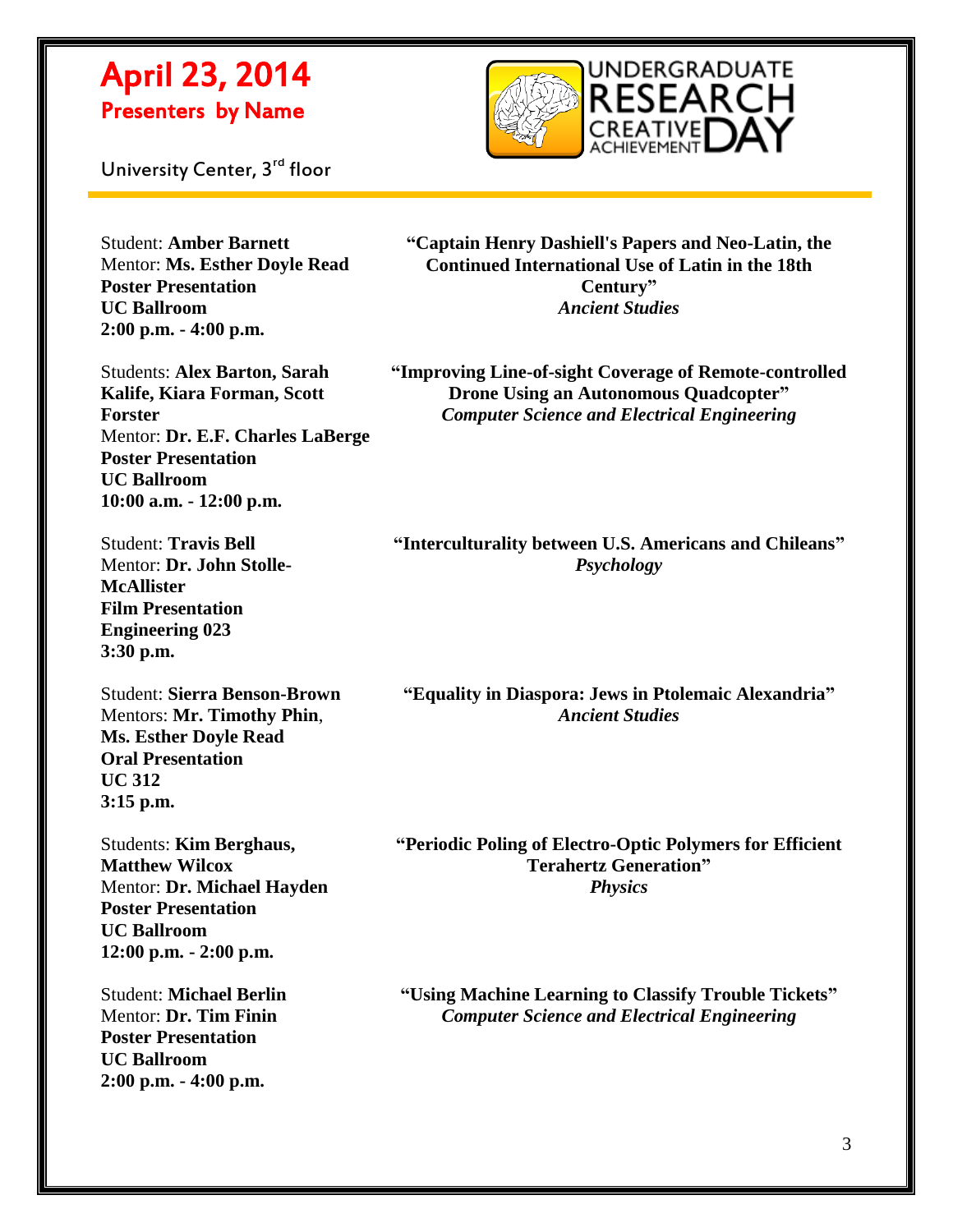# April 23, 2014

## Presenters by Name

University Center, 3rd floor

Student: **Amber Barnett**
Mentor: **Ms. Esther Doyle Read**
**Poster Presentation**
**UC Ballroom**
**2:00 p.m. - 4:00 p.m.**

**"Captain Henry Dashiell's Papers and Neo-Latin, the Continued International Use of Latin in the 18th Century"**
***Ancient Studies***

Students: **Alex Barton, Sarah Kalife, Kiara Forman, Scott Forster**
Mentor: **Dr. E.F. Charles LaBerge**
**Poster Presentation**
**UC Ballroom**
**10:00 a.m. - 12:00 p.m.**

**"Improving Line-of-sight Coverage of Remote-controlled Drone Using an Autonomous Quadcopter"**
***Computer Science and Electrical Engineering***

Student: **Travis Bell**
Mentor: **Dr. John Stolle-McAllister**
**Film Presentation**
**Engineering 023**
**3:30 p.m.**

**"Interculturality between U.S. Americans and Chileans"**
***Psychology***

Student: **Sierra Benson-Brown**
Mentors: **Mr. Timothy Phin**, **Ms. Esther Doyle Read**
**Oral Presentation**
**UC 312**
**3:15 p.m.**

**"Equality in Diaspora: Jews in Ptolemaic Alexandria"**
***Ancient Studies***

Students: **Kim Berghaus, Matthew Wilcox**
Mentor: **Dr. Michael Hayden**
**Poster Presentation**
**UC Ballroom**
**12:00 p.m. - 2:00 p.m.**

**"Periodic Poling of Electro-Optic Polymers for Efficient Terahertz Generation"**
***Physics***

Student: **Michael Berlin**
Mentor: **Dr. Tim Finin**
**Poster Presentation**
**UC Ballroom**
**2:00 p.m. - 4:00 p.m.**

**"Using Machine Learning to Classify Trouble Tickets"**
***Computer Science and Electrical Engineering***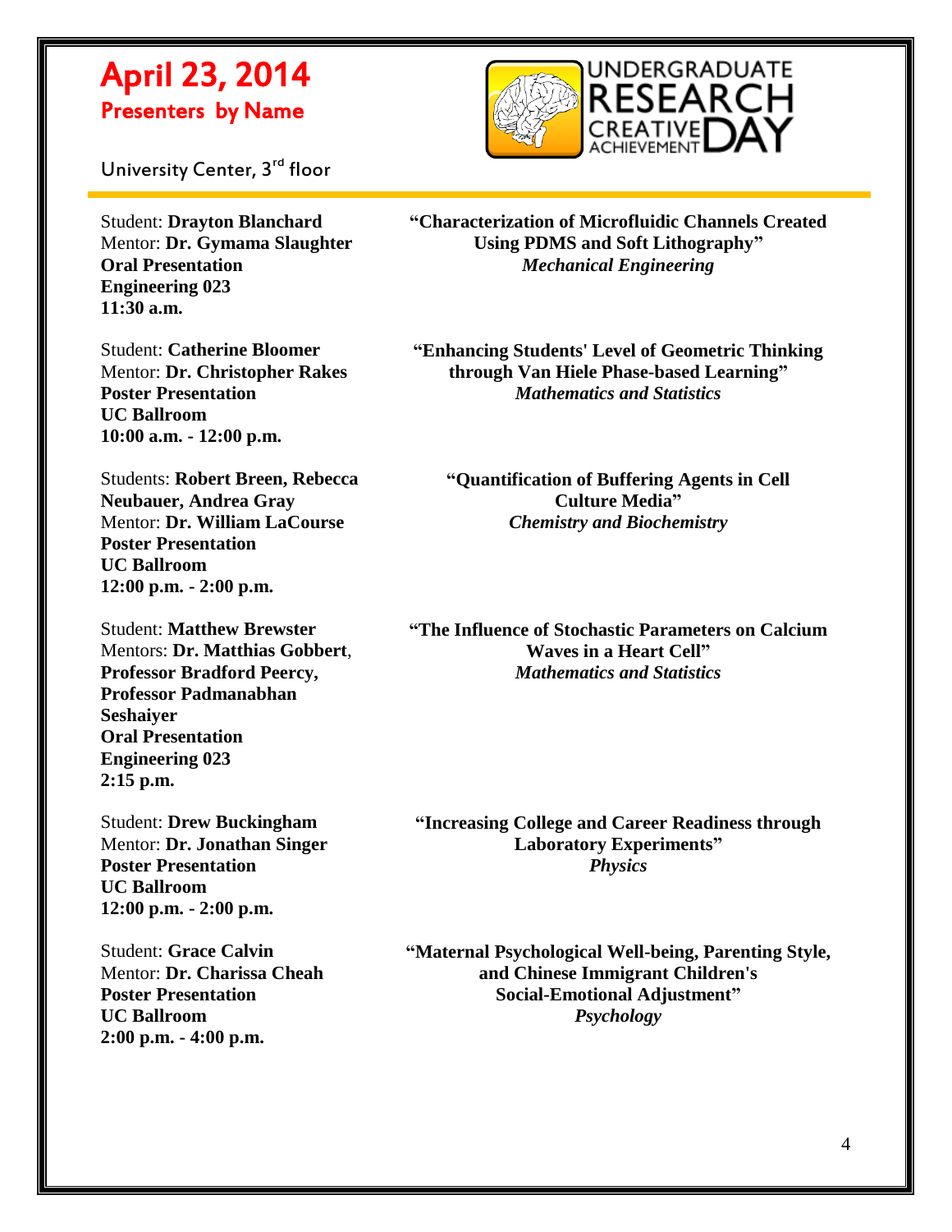# April 23, 2014

## Presenters by Name

University Center, 3rd floor

Student: **Drayton Blanchard**
Mentor: **Dr. Gymama Slaughter**
**Oral Presentation**
**Engineering 023**
**11:30 a.m.**

**"Characterization of Microfluidic Channels Created Using PDMS and Soft Lithography"**
***Mechanical Engineering***

Student: **Catherine Bloomer**
Mentor: **Dr. Christopher Rakes**
**Poster Presentation**
**UC Ballroom**
**10:00 a.m. - 12:00 p.m.**

**"Enhancing Students' Level of Geometric Thinking through Van Hiele Phase-based Learning"**
***Mathematics and Statistics***

Students: **Robert Breen, Rebecca Neubauer, Andrea Gray**
Mentor: **Dr. William LaCourse**
**Poster Presentation**
**UC Ballroom**
**12:00 p.m. - 2:00 p.m.**

**"Quantification of Buffering Agents in Cell Culture Media"**
***Chemistry and Biochemistry***

Student: **Matthew Brewster**
Mentors: **Dr. Matthias Gobbert**, **Professor Bradford Peercy, Professor Padmanabhan Seshaiyer**
**Oral Presentation**
**Engineering 023**
**2:15 p.m.**

**"The Influence of Stochastic Parameters on Calcium Waves in a Heart Cell"**
***Mathematics and Statistics***

Student: **Drew Buckingham**
Mentor: **Dr. Jonathan Singer**
**Poster Presentation**
**UC Ballroom**
**12:00 p.m. - 2:00 p.m.**

**"Increasing College and Career Readiness through Laboratory Experiments"**
***Physics***

Student: **Grace Calvin**
Mentor: **Dr. Charissa Cheah**
**Poster Presentation**
**UC Ballroom**
**2:00 p.m. - 4:00 p.m.**

**"Maternal Psychological Well-being, Parenting Style, and Chinese Immigrant Children's Social-Emotional Adjustment"**
***Psychology***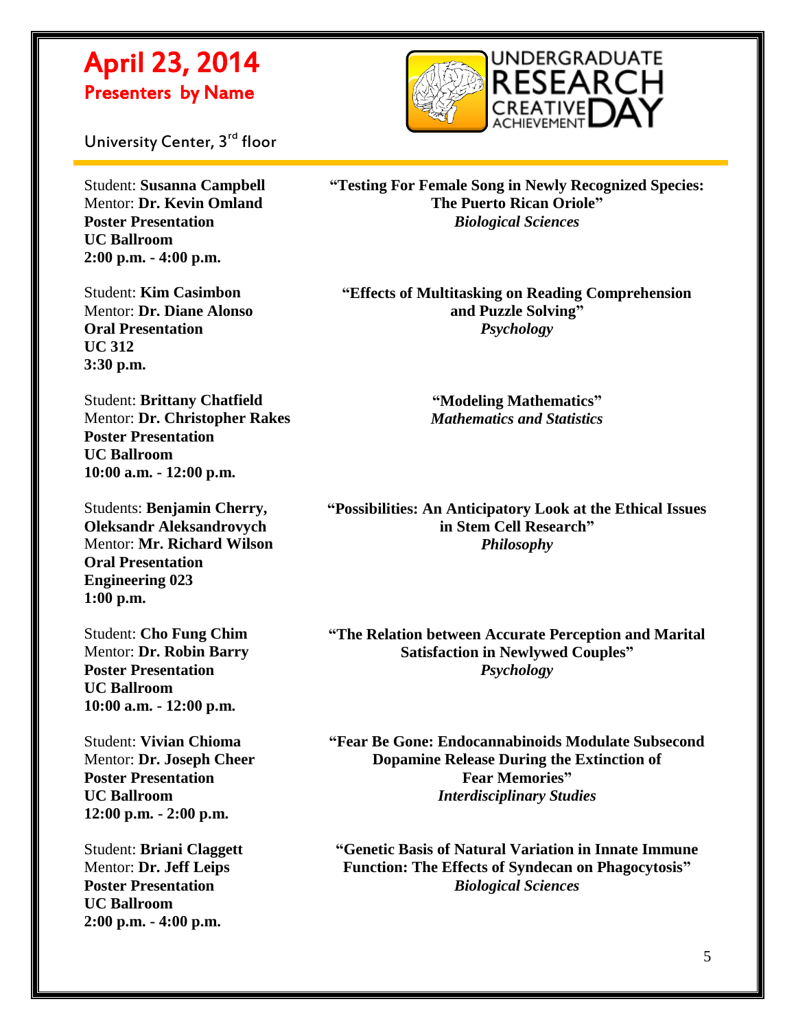# April 23, 2014

## Presenters by Name

University Center, 3rd floor

UNDERGRADUATE RESEARCH CREATIVE ACHIEVEMENT DAY

---

Student: **Susanna Campbell**
Mentor: **Dr. Kevin Omland**
**Poster Presentation**
**UC Ballroom**
**2:00 p.m. - 4:00 p.m.**

**"Testing For Female Song in Newly Recognized Species: The Puerto Rican Oriole"**
***Biological Sciences***

Student: **Kim Casimbon**
Mentor: **Dr. Diane Alonso**
**Oral Presentation**
**UC 312**
**3:30 p.m.**

**"Effects of Multitasking on Reading Comprehension and Puzzle Solving"**
***Psychology***

Student: **Brittany Chatfield**
Mentor: **Dr. Christopher Rakes**
**Poster Presentation**
**UC Ballroom**
**10:00 a.m. - 12:00 p.m.**

**"Modeling Mathematics"**
***Mathematics and Statistics***

Students: **Benjamin Cherry, Oleksandr Aleksandrovych**
Mentor: **Mr. Richard Wilson**
**Oral Presentation**
**Engineering 023**
**1:00 p.m.**

**"Possibilities: An Anticipatory Look at the Ethical Issues in Stem Cell Research"**
***Philosophy***

Student: **Cho Fung Chim**
Mentor: **Dr. Robin Barry**
**Poster Presentation**
**UC Ballroom**
**10:00 a.m. - 12:00 p.m.**

**"The Relation between Accurate Perception and Marital Satisfaction in Newlywed Couples"**
***Psychology***

Student: **Vivian Chioma**
Mentor: **Dr. Joseph Cheer**
**Poster Presentation**
**UC Ballroom**
**12:00 p.m. - 2:00 p.m.**

**"Fear Be Gone: Endocannabinoids Modulate Subsecond Dopamine Release During the Extinction of Fear Memories"**
***Interdisciplinary Studies***

Student: **Briani Claggett**
Mentor: **Dr. Jeff Leips**
**Poster Presentation**
**UC Ballroom**
**2:00 p.m. - 4:00 p.m.**

**"Genetic Basis of Natural Variation in Innate Immune Function: The Effects of Syndecan on Phagocytosis"**
***Biological Sciences***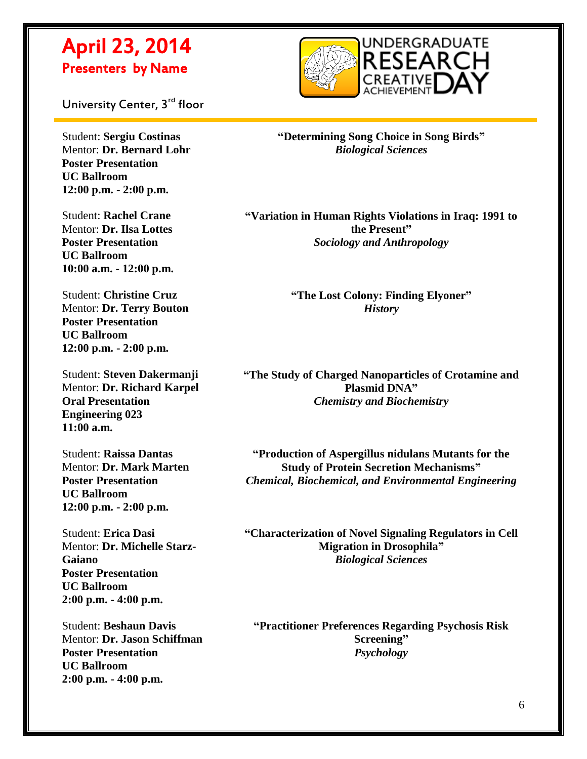# April 23, 2014

## Presenters by Name

University Center, 3rd floor

Student: **Sergiu Costinas**
Mentor: **Dr. Bernard Lohr**
**Poster Presentation**
**UC Ballroom**
**12:00 p.m. - 2:00 p.m.**

**"Determining Song Choice in Song Birds"**
***Biological Sciences***

Student: **Rachel Crane**
Mentor: **Dr. Ilsa Lottes**
**Poster Presentation**
**UC Ballroom**
**10:00 a.m. - 12:00 p.m.**

**"Variation in Human Rights Violations in Iraq: 1991 to the Present"**
***Sociology and Anthropology***

Student: **Christine Cruz**
Mentor: **Dr. Terry Bouton**
**Poster Presentation**
**UC Ballroom**
**12:00 p.m. - 2:00 p.m.**

**"The Lost Colony: Finding Elyoner"**
***History***

Student: **Steven Dakermanji**
Mentor: **Dr. Richard Karpel**
**Oral Presentation**
**Engineering 023**
**11:00 a.m.**

**"The Study of Charged Nanoparticles of Crotamine and Plasmid DNA"**
***Chemistry and Biochemistry***

Student: **Raissa Dantas**
Mentor: **Dr. Mark Marten**
**Poster Presentation**
**UC Ballroom**
**12:00 p.m. - 2:00 p.m.**

**"Production of Aspergillus nidulans Mutants for the Study of Protein Secretion Mechanisms"**
***Chemical, Biochemical, and Environmental Engineering***

Student: **Erica Dasi**
Mentor: **Dr. Michelle Starz-Gaiano**
**Poster Presentation**
**UC Ballroom**
**2:00 p.m. - 4:00 p.m.**

**"Characterization of Novel Signaling Regulators in Cell Migration in Drosophila"**
***Biological Sciences***

Student: **Beshaun Davis**
Mentor: **Dr. Jason Schiffman**
**Poster Presentation**
**UC Ballroom**
**2:00 p.m. - 4:00 p.m.**

**"Practitioner Preferences Regarding Psychosis Risk Screening"**
***Psychology***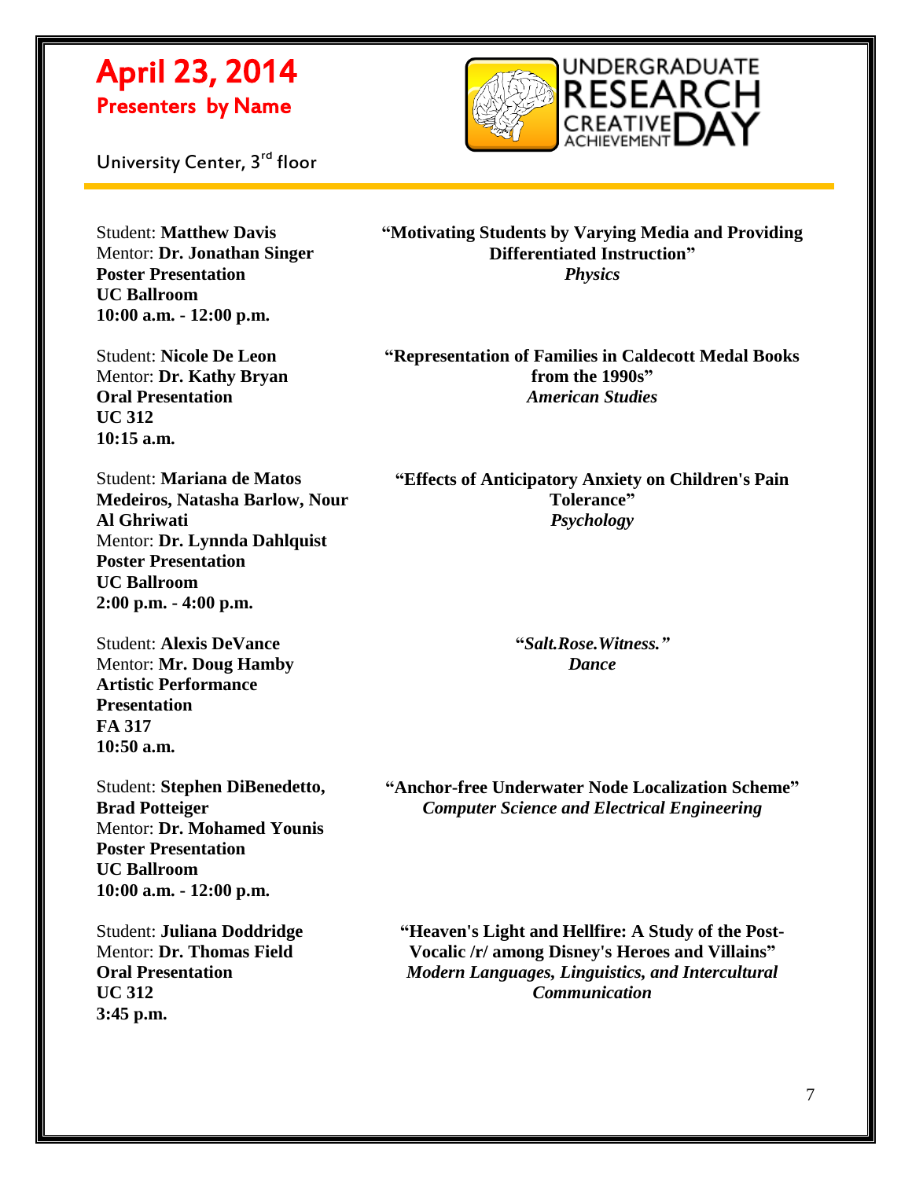# April 23, 2014

## Presenters by Name

University Center, 3rd floor

Student: **Matthew Davis**
Mentor: **Dr. Jonathan Singer**
**Poster Presentation**
**UC Ballroom**
**10:00 a.m. - 12:00 p.m.**

**"Motivating Students by Varying Media and Providing Differentiated Instruction"**
***Physics***

Student: **Nicole De Leon**
Mentor: **Dr. Kathy Bryan**
**Oral Presentation**
**UC 312**
**10:15 a.m.**

**"Representation of Families in Caldecott Medal Books from the 1990s"**
***American Studies***

Student: **Mariana de Matos Medeiros, Natasha Barlow, Nour Al Ghriwati**
Mentor: **Dr. Lynnda Dahlquist**
**Poster Presentation**
**UC Ballroom**
**2:00 p.m. - 4:00 p.m.**

**"Effects of Anticipatory Anxiety on Children's Pain Tolerance"**
***Psychology***

Student: **Alexis DeVance**
Mentor: **Mr. Doug Hamby**
**Artistic Performance Presentation**
**FA 317**
**10:50 a.m.**

**"*Salt.Rose.Witness.*"**
***Dance***

Student: **Stephen DiBenedetto, Brad Potteiger**
Mentor: **Dr. Mohamed Younis**
**Poster Presentation**
**UC Ballroom**
**10:00 a.m. - 12:00 p.m.**

**"Anchor-free Underwater Node Localization Scheme"**
***Computer Science and Electrical Engineering***

Student: **Juliana Doddridge**
Mentor: **Dr. Thomas Field**
**Oral Presentation**
**UC 312**
**3:45 p.m.**

**"Heaven's Light and Hellfire: A Study of the Post-Vocalic /r/ among Disney's Heroes and Villains"**
***Modern Languages, Linguistics, and Intercultural Communication***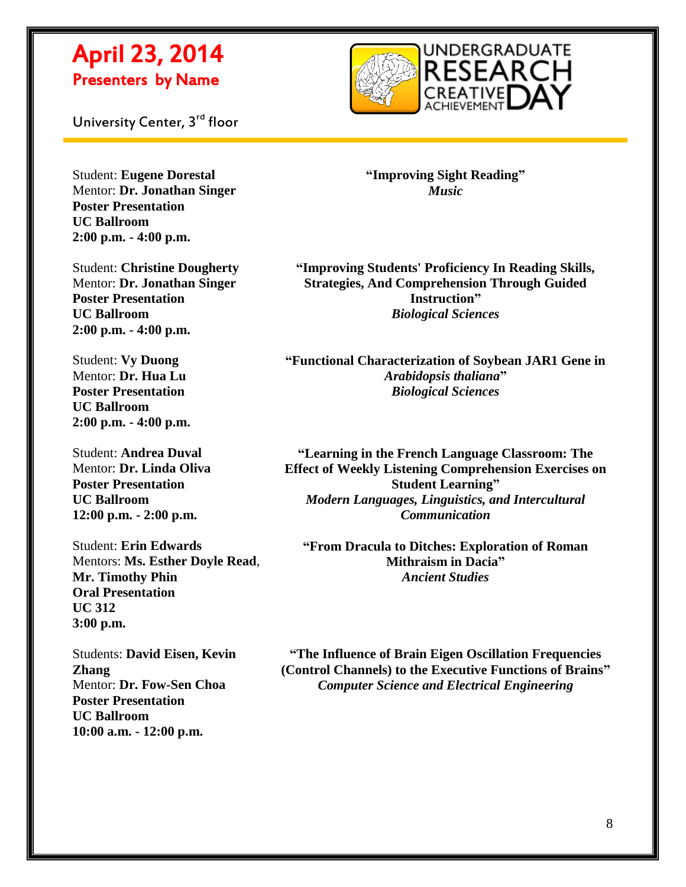# April 23, 2014
## Presenters by Name

University Center, 3rd floor

Student: **Eugene Dorestal**
Mentor: **Dr. Jonathan Singer**
**Poster Presentation**
**UC Ballroom**
**2:00 p.m. - 4:00 p.m.**

**"Improving Sight Reading"**
***Music***

Student: **Christine Dougherty**
Mentor: **Dr. Jonathan Singer**
**Poster Presentation**
**UC Ballroom**
**2:00 p.m. - 4:00 p.m.**

**"Improving Students' Proficiency In Reading Skills, Strategies, And Comprehension Through Guided Instruction"**
***Biological Sciences***

Student: **Vy Duong**
Mentor: **Dr. Hua Lu**
**Poster Presentation**
**UC Ballroom**
**2:00 p.m. - 4:00 p.m.**

**"Functional Characterization of Soybean JAR1 Gene in *Arabidopsis thaliana*"**
***Biological Sciences***

Student: **Andrea Duval**
Mentor: **Dr. Linda Oliva**
**Poster Presentation**
**UC Ballroom**
**12:00 p.m. - 2:00 p.m.**

**"Learning in the French Language Classroom: The Effect of Weekly Listening Comprehension Exercises on Student Learning"**
***Modern Languages, Linguistics, and Intercultural Communication***

Student: **Erin Edwards**
Mentors: **Ms. Esther Doyle Read**, **Mr. Timothy Phin**
**Oral Presentation**
**UC 312**
**3:00 p.m.**

**"From Dracula to Ditches: Exploration of Roman Mithraism in Dacia"**
***Ancient Studies***

Students: **David Eisen, Kevin Zhang**
Mentor: **Dr. Fow-Sen Choa**
**Poster Presentation**
**UC Ballroom**
**10:00 a.m. - 12:00 p.m.**

**"The Influence of Brain Eigen Oscillation Frequencies (Control Channels) to the Executive Functions of Brains"**
***Computer Science and Electrical Engineering***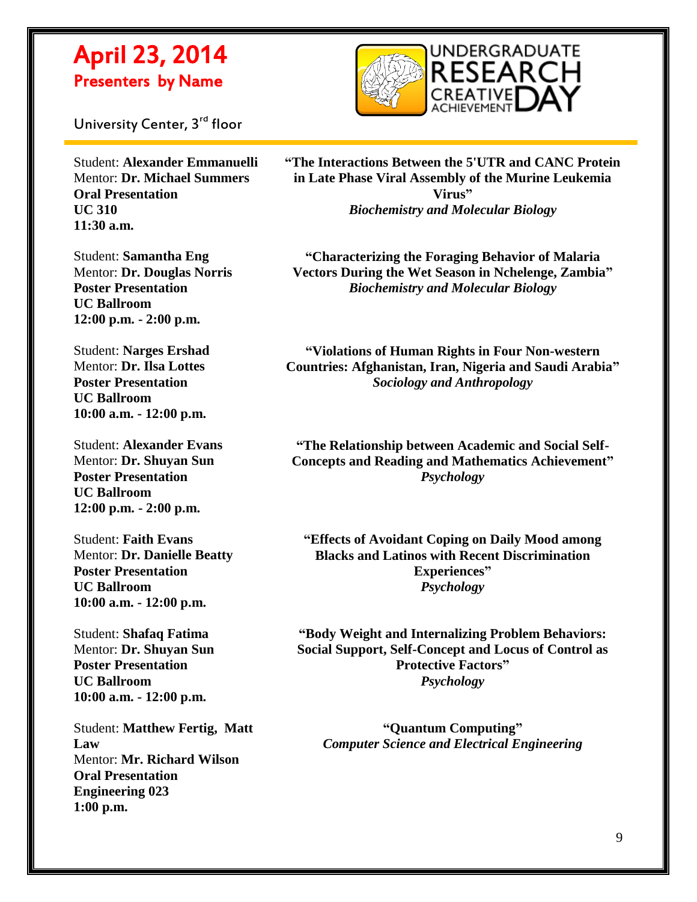# April 23, 2014
## Presenters by Name

University Center, 3rd floor

UNDERGRADUATE RESEARCH CREATIVE ACHIEVEMENT DAY

---

Student: **Alexander Emmanuelli**
Mentor: **Dr. Michael Summers**
**Oral Presentation**
**UC 310**
**11:30 a.m.**

**"The Interactions Between the 5'UTR and CANC Protein in Late Phase Viral Assembly of the Murine Leukemia Virus"**
***Biochemistry and Molecular Biology***

Student: **Samantha Eng**
Mentor: **Dr. Douglas Norris**
**Poster Presentation**
**UC Ballroom**
**12:00 p.m. - 2:00 p.m.**

**"Characterizing the Foraging Behavior of Malaria Vectors During the Wet Season in Nchelenge, Zambia"**
***Biochemistry and Molecular Biology***

Student: **Narges Ershad**
Mentor: **Dr. Ilsa Lottes**
**Poster Presentation**
**UC Ballroom**
**10:00 a.m. - 12:00 p.m.**

**"Violations of Human Rights in Four Non-western Countries: Afghanistan, Iran, Nigeria and Saudi Arabia"**
***Sociology and Anthropology***

Student: **Alexander Evans**
Mentor: **Dr. Shuyan Sun**
**Poster Presentation**
**UC Ballroom**
**12:00 p.m. - 2:00 p.m.**

**"The Relationship between Academic and Social Self-Concepts and Reading and Mathematics Achievement"**
***Psychology***

Student: **Faith Evans**
Mentor: **Dr. Danielle Beatty**
**Poster Presentation**
**UC Ballroom**
**10:00 a.m. - 12:00 p.m.**

**"Effects of Avoidant Coping on Daily Mood among Blacks and Latinos with Recent Discrimination Experiences"**
***Psychology***

Student: **Shafaq Fatima**
Mentor: **Dr. Shuyan Sun**
**Poster Presentation**
**UC Ballroom**
**10:00 a.m. - 12:00 p.m.**

**"Body Weight and Internalizing Problem Behaviors: Social Support, Self-Concept and Locus of Control as Protective Factors"**
***Psychology***

Student: **Matthew Fertig, Matt Law**
Mentor: **Mr. Richard Wilson**
**Oral Presentation**
**Engineering 023**
**1:00 p.m.**

**"Quantum Computing"**
***Computer Science and Electrical Engineering***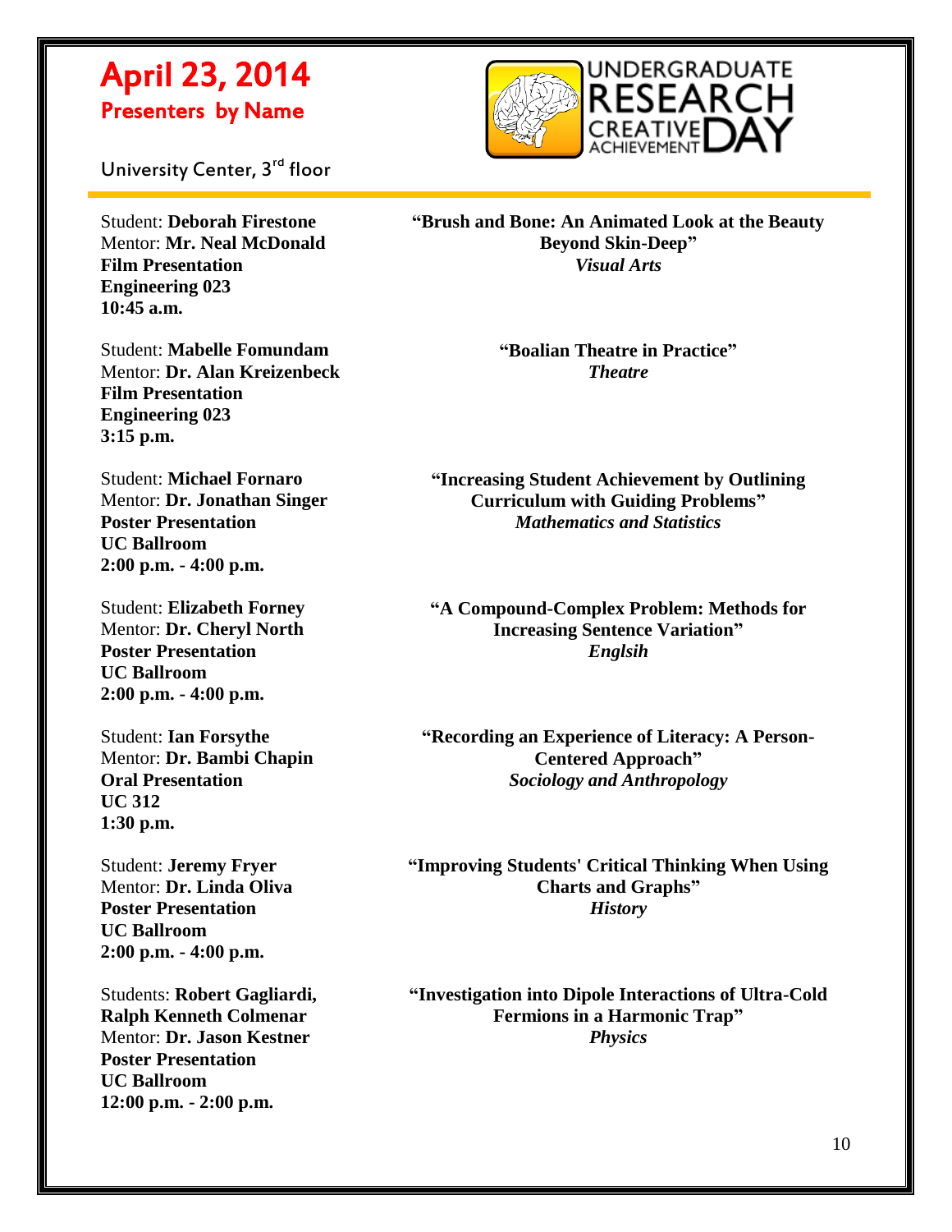# April 23, 2014
## Presenters by Name

University Center, 3rd floor

UNDERGRADUATE RESEARCH CREATIVE ACHIEVEMENT DAY

Student: **Deborah Firestone**
Mentor: **Mr. Neal McDonald**
**Film Presentation**
**Engineering 023**
**10:45 a.m.**

**"Brush and Bone: An Animated Look at the Beauty Beyond Skin-Deep"**
***Visual Arts***

Student: **Mabelle Fomundam**
Mentor: **Dr. Alan Kreizenbeck**
**Film Presentation**
**Engineering 023**
**3:15 p.m.**

**"Boalian Theatre in Practice"**
***Theatre***

Student: **Michael Fornaro**
Mentor: **Dr. Jonathan Singer**
**Poster Presentation**
**UC Ballroom**
**2:00 p.m. - 4:00 p.m.**

**"Increasing Student Achievement by Outlining Curriculum with Guiding Problems"**
***Mathematics and Statistics***

Student: **Elizabeth Forney**
Mentor: **Dr. Cheryl North**
**Poster Presentation**
**UC Ballroom**
**2:00 p.m. - 4:00 p.m.**

**"A Compound-Complex Problem: Methods for Increasing Sentence Variation"**
***Englsih***

Student: **Ian Forsythe**
Mentor: **Dr. Bambi Chapin**
**Oral Presentation**
**UC 312**
**1:30 p.m.**

**"Recording an Experience of Literacy: A Person-Centered Approach"**
***Sociology and Anthropology***

Student: **Jeremy Fryer**
Mentor: **Dr. Linda Oliva**
**Poster Presentation**
**UC Ballroom**
**2:00 p.m. - 4:00 p.m.**

**"Improving Students' Critical Thinking When Using Charts and Graphs"**
***History***

Students: **Robert Gagliardi, Ralph Kenneth Colmenar**
Mentor: **Dr. Jason Kestner**
**Poster Presentation**
**UC Ballroom**
**12:00 p.m. - 2:00 p.m.**

**"Investigation into Dipole Interactions of Ultra-Cold Fermions in a Harmonic Trap"**
***Physics***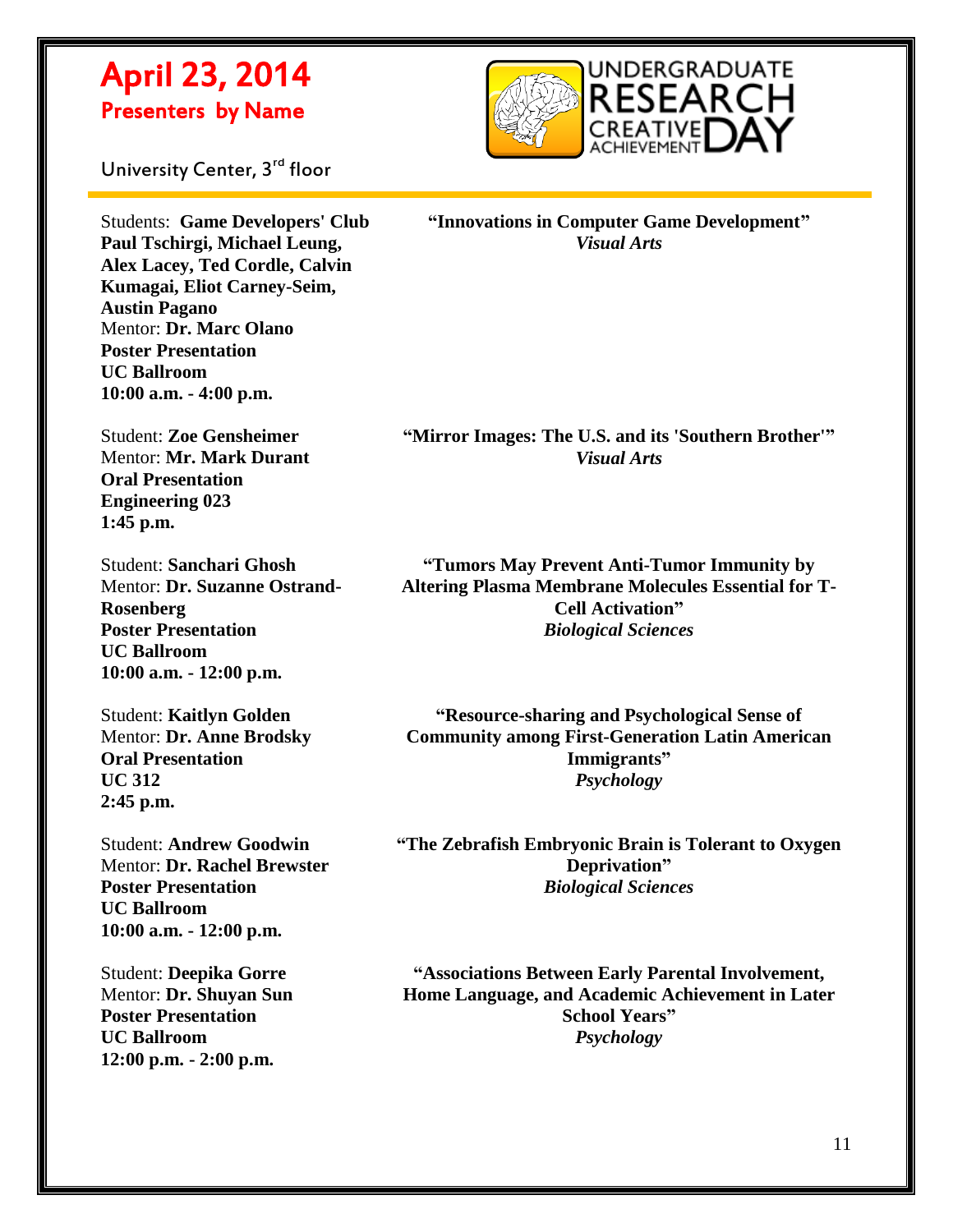# April 23, 2014

## Presenters by Name

University Center, 3rd floor

UNDERGRADUATE RESEARCH CREATIVE ACHIEVEMENT DAY

---

Students: **Game Developers' Club**
**Paul Tschirgi, Michael Leung, Alex Lacey, Ted Cordle, Calvin Kumagai, Eliot Carney-Seim, Austin Pagano**
Mentor: **Dr. Marc Olano**
**Poster Presentation**
**UC Ballroom**
**10:00 a.m. - 4:00 p.m.**

**"Innovations in Computer Game Development"**
***Visual Arts***

Student: **Zoe Gensheimer**
Mentor: **Mr. Mark Durant**
**Oral Presentation**
**Engineering 023**
**1:45 p.m.**

**"Mirror Images: The U.S. and its 'Southern Brother'"**
***Visual Arts***

Student: **Sanchari Ghosh**
Mentor: **Dr. Suzanne Ostrand-Rosenberg**
**Poster Presentation**
**UC Ballroom**
**10:00 a.m. - 12:00 p.m.**

**"Tumors May Prevent Anti-Tumor Immunity by Altering Plasma Membrane Molecules Essential for T-Cell Activation"**
***Biological Sciences***

Student: **Kaitlyn Golden**
Mentor: **Dr. Anne Brodsky**
**Oral Presentation**
**UC 312**
**2:45 p.m.**

**"Resource-sharing and Psychological Sense of Community among First-Generation Latin American Immigrants"**
***Psychology***

Student: **Andrew Goodwin**
Mentor: **Dr. Rachel Brewster**
**Poster Presentation**
**UC Ballroom**
**10:00 a.m. - 12:00 p.m.**

**"The Zebrafish Embryonic Brain is Tolerant to Oxygen Deprivation"**
***Biological Sciences***

Student: **Deepika Gorre**
Mentor: **Dr. Shuyan Sun**
**Poster Presentation**
**UC Ballroom**
**12:00 p.m. - 2:00 p.m.**

**"Associations Between Early Parental Involvement, Home Language, and Academic Achievement in Later School Years"**
***Psychology***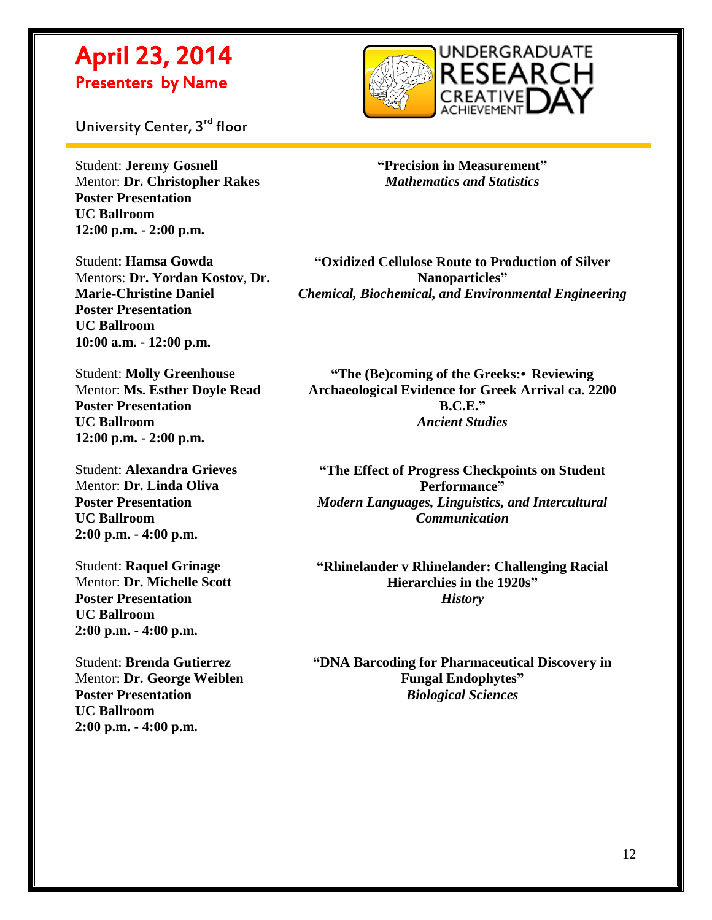# April 23, 2014
## Presenters by Name

University Center, 3rd floor

Student: **Jeremy Gosnell**
Mentor: **Dr. Christopher Rakes**
**Poster Presentation**
**UC Ballroom**
**12:00 p.m. - 2:00 p.m.**

**"Precision in Measurement"**
*Mathematics and Statistics*

Student: **Hamsa Gowda**
Mentors: **Dr. Yordan Kostov**, **Dr. Marie-Christine Daniel**
**Poster Presentation**
**UC Ballroom**
**10:00 a.m. - 12:00 p.m.**

**"Oxidized Cellulose Route to Production of Silver Nanoparticles"**
***Chemical, Biochemical, and Environmental Engineering***

Student: **Molly Greenhouse**
Mentor: **Ms. Esther Doyle Read**
**Poster Presentation**
**UC Ballroom**
**12:00 p.m. - 2:00 p.m.**

**"The (Be)coming of the Greeks:• Reviewing Archaeological Evidence for Greek Arrival ca. 2200 B.C.E."**
*Ancient Studies*

Student: **Alexandra Grieves**
Mentor: **Dr. Linda Oliva**
**Poster Presentation**
**UC Ballroom**
**2:00 p.m. - 4:00 p.m.**

**"The Effect of Progress Checkpoints on Student Performance"**
*Modern Languages, Linguistics, and Intercultural Communication*

Student: **Raquel Grinage**
Mentor: **Dr. Michelle Scott**
**Poster Presentation**
**UC Ballroom**
**2:00 p.m. - 4:00 p.m.**

**"Rhinelander v Rhinelander: Challenging Racial Hierarchies in the 1920s"**
*History*

Student: **Brenda Gutierrez**
Mentor: **Dr. George Weiblen**
**Poster Presentation**
**UC Ballroom**
**2:00 p.m. - 4:00 p.m.**

**"DNA Barcoding for Pharmaceutical Discovery in Fungal Endophytes"**
*Biological Sciences*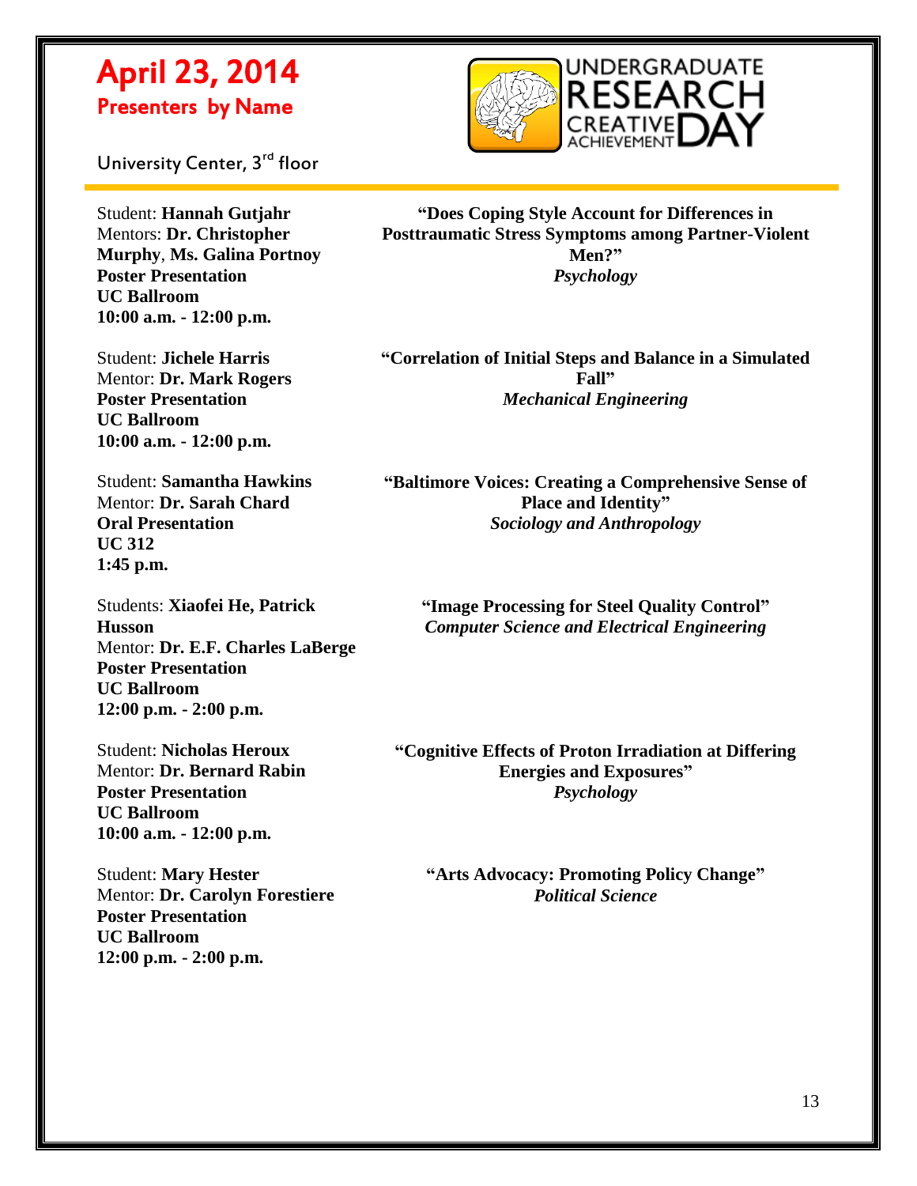# April 23, 2014

## Presenters by Name

University Center, 3rd floor

Student: **Hannah Gutjahr**
Mentors: **Dr. Christopher Murphy**, **Ms. Galina Portnoy**
**Poster Presentation**
**UC Ballroom**
**10:00 a.m. - 12:00 p.m.**

**"Does Coping Style Account for Differences in Posttraumatic Stress Symptoms among Partner-Violent Men?"**
***Psychology***

Student: **Jichele Harris**
Mentor: **Dr. Mark Rogers**
**Poster Presentation**
**UC Ballroom**
**10:00 a.m. - 12:00 p.m.**

**"Correlation of Initial Steps and Balance in a Simulated Fall"**
***Mechanical Engineering***

Student: **Samantha Hawkins**
Mentor: **Dr. Sarah Chard**
**Oral Presentation**
**UC 312**
**1:45 p.m.**

**"Baltimore Voices: Creating a Comprehensive Sense of Place and Identity"**
***Sociology and Anthropology***

Students: **Xiaofei He, Patrick Husson**
Mentor: **Dr. E.F. Charles LaBerge**
**Poster Presentation**
**UC Ballroom**
**12:00 p.m. - 2:00 p.m.**

**"Image Processing for Steel Quality Control"**
***Computer Science and Electrical Engineering***

Student: **Nicholas Heroux**
Mentor: **Dr. Bernard Rabin**
**Poster Presentation**
**UC Ballroom**
**10:00 a.m. - 12:00 p.m.**

**"Cognitive Effects of Proton Irradiation at Differing Energies and Exposures"**
***Psychology***

Student: **Mary Hester**
Mentor: **Dr. Carolyn Forestiere**
**Poster Presentation**
**UC Ballroom**
**12:00 p.m. - 2:00 p.m.**

**"Arts Advocacy: Promoting Policy Change"**
***Political Science***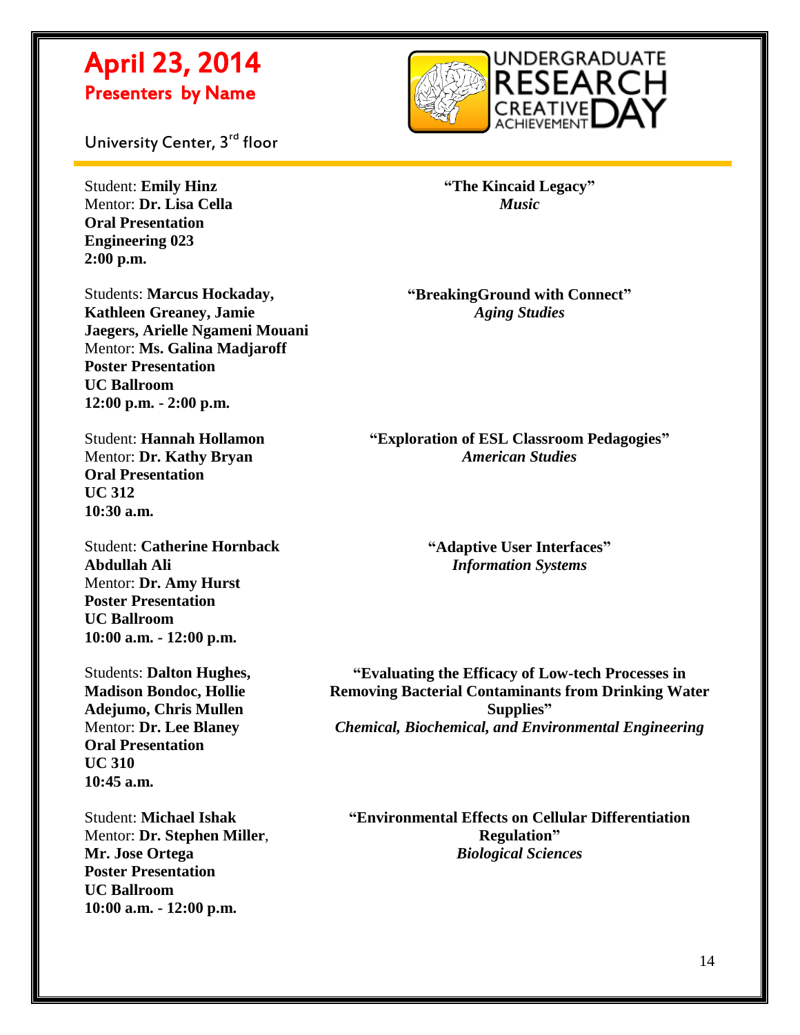# April 23, 2014

## Presenters by Name

University Center, 3rd floor

UNDERGRADUATE RESEARCH CREATIVE ACHIEVEMENT DAY

---

Student: **Emily Hinz**
Mentor: **Dr. Lisa Cella**
**Oral Presentation**
**Engineering 023**
**2:00 p.m.**

**"The Kincaid Legacy"**
***Music***

Students: **Marcus Hockaday, Kathleen Greaney, Jamie Jaegers, Arielle Ngameni Mouani**
Mentor: **Ms. Galina Madjaroff**
**Poster Presentation**
**UC Ballroom**
**12:00 p.m. - 2:00 p.m.**

**"BreakingGround with Connect"**
***Aging Studies***

Student: **Hannah Hollamon**
Mentor: **Dr. Kathy Bryan**
**Oral Presentation**
**UC 312**
**10:30 a.m.**

**"Exploration of ESL Classroom Pedagogies"**
***American Studies***

Student: **Catherine Hornback**
**Abdullah Ali**
Mentor: **Dr. Amy Hurst**
**Poster Presentation**
**UC Ballroom**
**10:00 a.m. - 12:00 p.m.**

**"Adaptive User Interfaces"**
***Information Systems***

Students: **Dalton Hughes, Madison Bondoc, Hollie Adejumo, Chris Mullen**
Mentor: **Dr. Lee Blaney**
**Oral Presentation**
**UC 310**
**10:45 a.m.**

**"Evaluating the Efficacy of Low-tech Processes in Removing Bacterial Contaminants from Drinking Water Supplies"**
***Chemical, Biochemical, and Environmental Engineering***

Student: **Michael Ishak**
Mentor: **Dr. Stephen Miller**, **Mr. Jose Ortega**
**Poster Presentation**
**UC Ballroom**
**10:00 a.m. - 12:00 p.m.**

**"Environmental Effects on Cellular Differentiation Regulation"**
***Biological Sciences***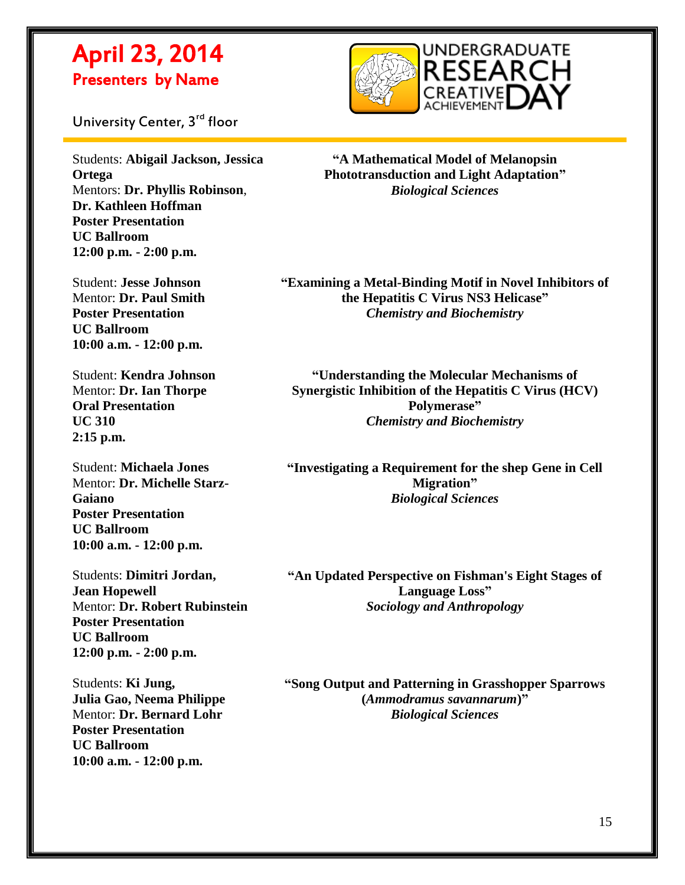# April 23, 2014

## Presenters by Name

University Center, 3rd floor

Students: **Abigail Jackson, Jessica Ortega**
Mentors: **Dr. Phyllis Robinson**, **Dr. Kathleen Hoffman**
**Poster Presentation**
**UC Ballroom**
**12:00 p.m. - 2:00 p.m.**

**"A Mathematical Model of Melanopsin Phototransduction and Light Adaptation"**
***Biological Sciences***

Student: **Jesse Johnson**
Mentor: **Dr. Paul Smith**
**Poster Presentation**
**UC Ballroom**
**10:00 a.m. - 12:00 p.m.**

**"Examining a Metal-Binding Motif in Novel Inhibitors of the Hepatitis C Virus NS3 Helicase"**
***Chemistry and Biochemistry***

Student: **Kendra Johnson**
Mentor: **Dr. Ian Thorpe**
**Oral Presentation**
**UC 310**
**2:15 p.m.**

**"Understanding the Molecular Mechanisms of Synergistic Inhibition of the Hepatitis C Virus (HCV) Polymerase"**
***Chemistry and Biochemistry***

Student: **Michaela Jones**
Mentor: **Dr. Michelle Starz-Gaiano**
**Poster Presentation**
**UC Ballroom**
**10:00 a.m. - 12:00 p.m.**

**"Investigating a Requirement for the shep Gene in Cell Migration"**
***Biological Sciences***

Students: **Dimitri Jordan, Jean Hopewell**
Mentor: **Dr. Robert Rubinstein**
**Poster Presentation**
**UC Ballroom**
**12:00 p.m. - 2:00 p.m.**

**"An Updated Perspective on Fishman's Eight Stages of Language Loss"**
***Sociology and Anthropology***

Students: **Ki Jung, Julia Gao, Neema Philippe**
Mentor: **Dr. Bernard Lohr**
**Poster Presentation**
**UC Ballroom**
**10:00 a.m. - 12:00 p.m.**

**"Song Output and Patterning in Grasshopper Sparrows (*Ammodramus savannarum*)"**
***Biological Sciences***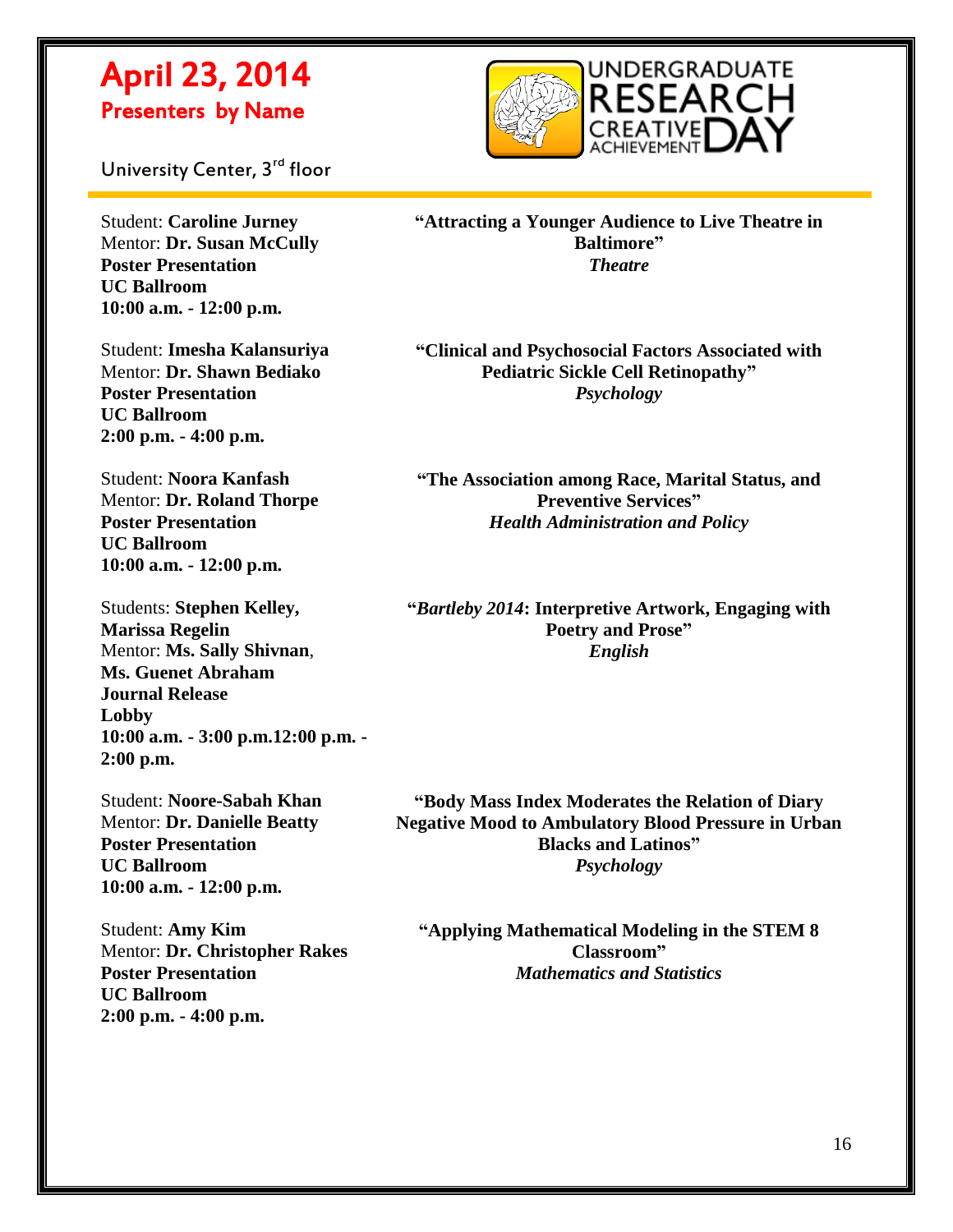# April 23, 2014

## Presenters by Name

University Center, 3rd floor

UNDERGRADUATE RESEARCH CREATIVE ACHIEVEMENT DAY

---

Student: **Caroline Jurney**
Mentor: **Dr. Susan McCully**
**Poster Presentation**
**UC Ballroom**
**10:00 a.m. - 12:00 p.m.**

**"Attracting a Younger Audience to Live Theatre in Baltimore"**
***Theatre***

Student: **Imesha Kalansuriya**
Mentor: **Dr. Shawn Bediako**
**Poster Presentation**
**UC Ballroom**
**2:00 p.m. - 4:00 p.m.**

**"Clinical and Psychosocial Factors Associated with Pediatric Sickle Cell Retinopathy"**
***Psychology***

Student: **Noora Kanfash**
Mentor: **Dr. Roland Thorpe**
**Poster Presentation**
**UC Ballroom**
**10:00 a.m. - 12:00 p.m.**

**"The Association among Race, Marital Status, and Preventive Services"**
***Health Administration and Policy***

Students: **Stephen Kelley, Marissa Regelin**
Mentor: **Ms. Sally Shivnan**, **Ms. Guenet Abraham**
**Journal Release**
**Lobby**
**10:00 a.m. - 3:00 p.m.12:00 p.m. - 2:00 p.m.**

**"*Bartleby 2014*: Interpretive Artwork, Engaging with Poetry and Prose"**
***English***

Student: **Noore-Sabah Khan**
Mentor: **Dr. Danielle Beatty**
**Poster Presentation**
**UC Ballroom**
**10:00 a.m. - 12:00 p.m.**

**"Body Mass Index Moderates the Relation of Diary Negative Mood to Ambulatory Blood Pressure in Urban Blacks and Latinos"**
***Psychology***

Student: **Amy Kim**
Mentor: **Dr. Christopher Rakes**
**Poster Presentation**
**UC Ballroom**
**2:00 p.m. - 4:00 p.m.**

**"Applying Mathematical Modeling in the STEM 8 Classroom"**
***Mathematics and Statistics***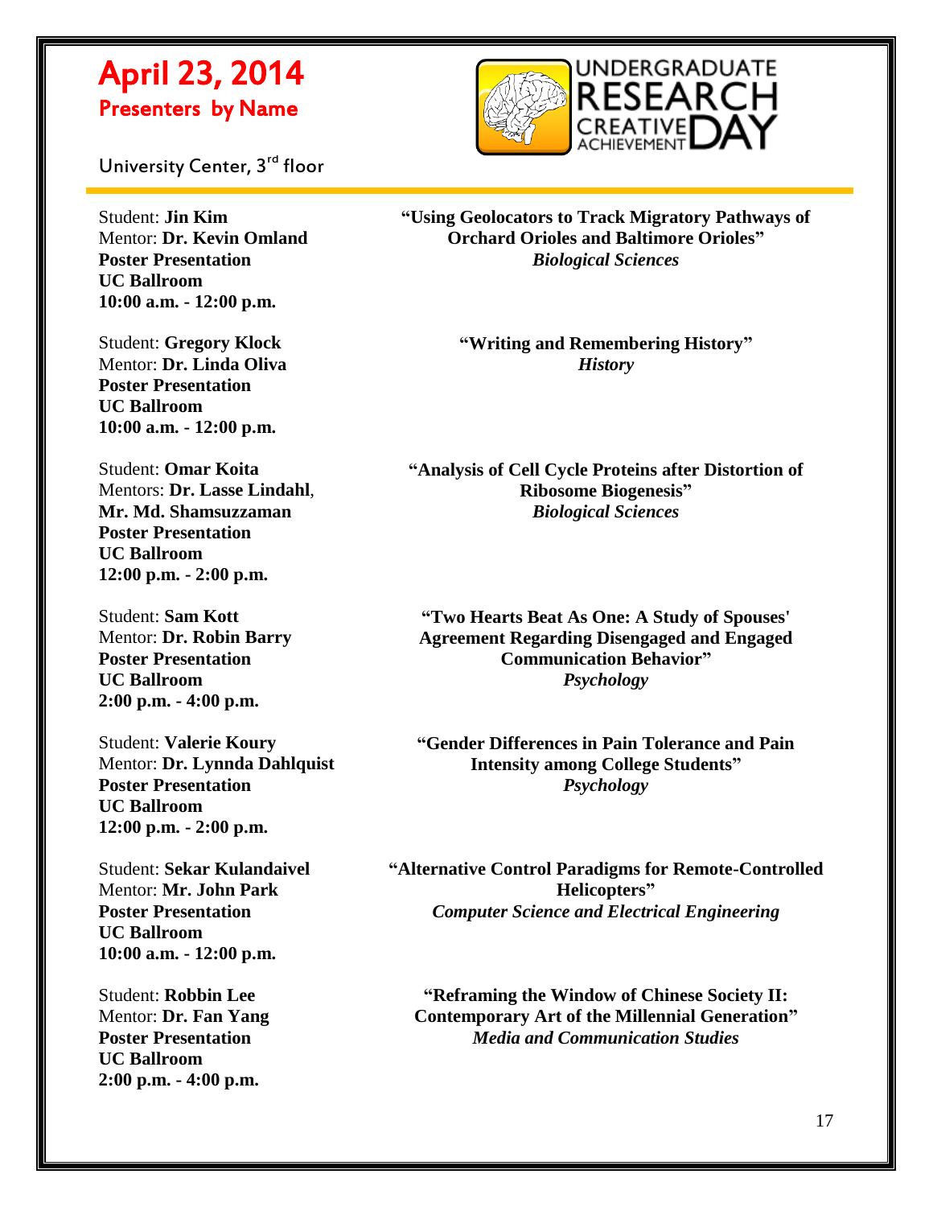# April 23, 2014

## Presenters by Name

University Center, 3rd floor

UNDERGRADUATE RESEARCH CREATIVE ACHIEVEMENT DAY

---

Student: **Jin Kim**
Mentor: **Dr. Kevin Omland**
**Poster Presentation**
**UC Ballroom**
**10:00 a.m. - 12:00 p.m.**

**"Using Geolocators to Track Migratory Pathways of Orchard Orioles and Baltimore Orioles"**
***Biological Sciences***

Student: **Gregory Klock**
Mentor: **Dr. Linda Oliva**
**Poster Presentation**
**UC Ballroom**
**10:00 a.m. - 12:00 p.m.**

**"Writing and Remembering History"**
***History***

Student: **Omar Koita**
Mentors: **Dr. Lasse Lindahl**, **Mr. Md. Shamsuzzaman**
**Poster Presentation**
**UC Ballroom**
**12:00 p.m. - 2:00 p.m.**

**"Analysis of Cell Cycle Proteins after Distortion of Ribosome Biogenesis"**
***Biological Sciences***

Student: **Sam Kott**
Mentor: **Dr. Robin Barry**
**Poster Presentation**
**UC Ballroom**
**2:00 p.m. - 4:00 p.m.**

**"Two Hearts Beat As One: A Study of Spouses' Agreement Regarding Disengaged and Engaged Communication Behavior"**
***Psychology***

Student: **Valerie Koury**
Mentor: **Dr. Lynnda Dahlquist**
**Poster Presentation**
**UC Ballroom**
**12:00 p.m. - 2:00 p.m.**

**"Gender Differences in Pain Tolerance and Pain Intensity among College Students"**
***Psychology***

Student: **Sekar Kulandaivel**
Mentor: **Mr. John Park**
**Poster Presentation**
**UC Ballroom**
**10:00 a.m. - 12:00 p.m.**

**"Alternative Control Paradigms for Remote-Controlled Helicopters"**
***Computer Science and Electrical Engineering***

Student: **Robbin Lee**
Mentor: **Dr. Fan Yang**
**Poster Presentation**
**UC Ballroom**
**2:00 p.m. - 4:00 p.m.**

**"Reframing the Window of Chinese Society II: Contemporary Art of the Millennial Generation"**
***Media and Communication Studies***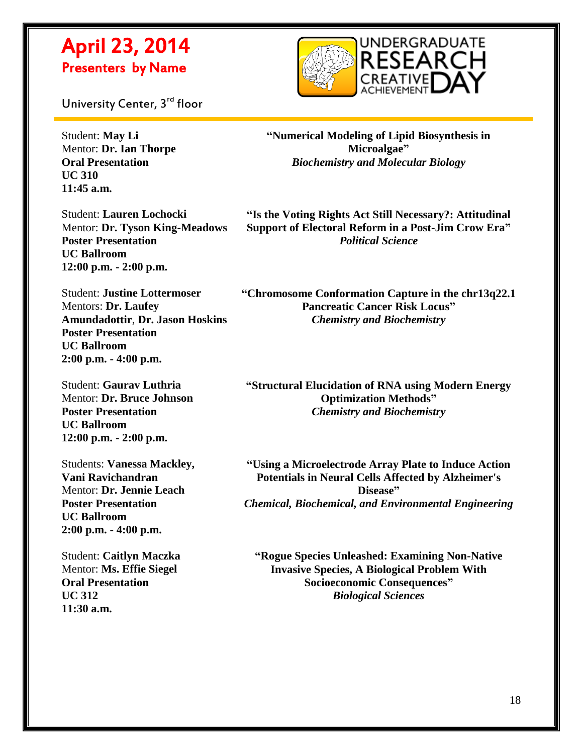# April 23, 2014

## Presenters by Name

University Center, 3rd floor

Student: **May Li**
Mentor: **Dr. Ian Thorpe**
**Oral Presentation**
**UC 310**
**11:45 a.m.**

**"Numerical Modeling of Lipid Biosynthesis in Microalgae"**
***Biochemistry and Molecular Biology***

Student: **Lauren Lochocki**
Mentor: **Dr. Tyson King-Meadows**
**Poster Presentation**
**UC Ballroom**
**12:00 p.m. - 2:00 p.m.**

**"Is the Voting Rights Act Still Necessary?: Attitudinal Support of Electoral Reform in a Post-Jim Crow Era"**
***Political Science***

Student: **Justine Lottermoser**
Mentors: **Dr. Laufey Amundadottir**, **Dr. Jason Hoskins**
**Poster Presentation**
**UC Ballroom**
**2:00 p.m. - 4:00 p.m.**

**"Chromosome Conformation Capture in the chr13q22.1 Pancreatic Cancer Risk Locus"**
***Chemistry and Biochemistry***

Student: **Gaurav Luthria**
Mentor: **Dr. Bruce Johnson**
**Poster Presentation**
**UC Ballroom**
**12:00 p.m. - 2:00 p.m.**

**"Structural Elucidation of RNA using Modern Energy Optimization Methods"**
***Chemistry and Biochemistry***

Students: **Vanessa Mackley, Vani Ravichandran**
Mentor: **Dr. Jennie Leach**
**Poster Presentation**
**UC Ballroom**
**2:00 p.m. - 4:00 p.m.**

**"Using a Microelectrode Array Plate to Induce Action Potentials in Neural Cells Affected by Alzheimer's Disease"**
***Chemical, Biochemical, and Environmental Engineering***

Student: **Caitlyn Maczka**
Mentor: **Ms. Effie Siegel**
**Oral Presentation**
**UC 312**
**11:30 a.m.**

**"Rogue Species Unleashed: Examining Non-Native Invasive Species, A Biological Problem With Socioeconomic Consequences"**
***Biological Sciences***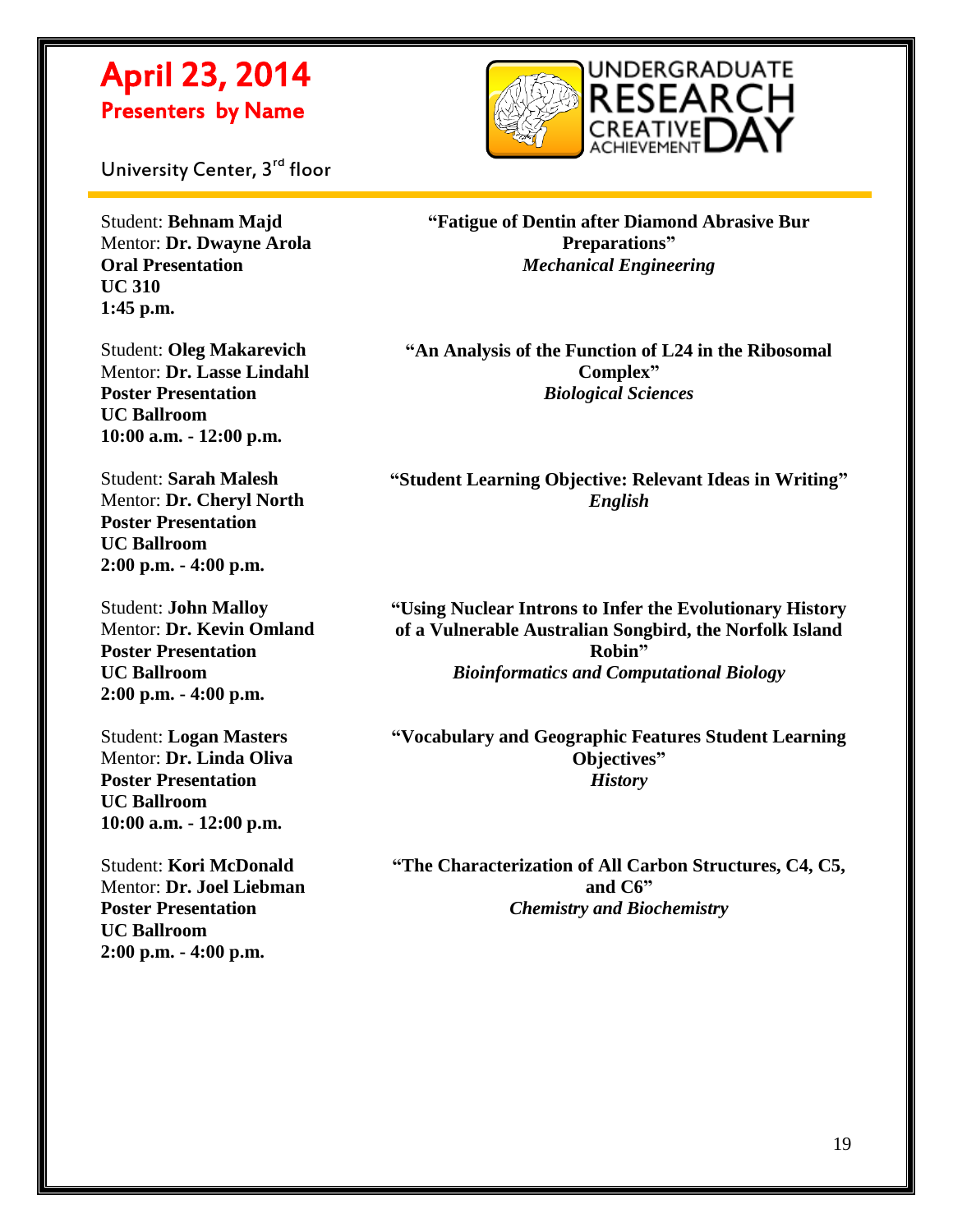# April 23, 2014

## Presenters by Name

University Center, 3rd floor

UNDERGRADUATE RESEARCH CREATIVE ACHIEVEMENT DAY

---

Student: **Behnam Majd**
Mentor: **Dr. Dwayne Arola**
**Oral Presentation**
**UC 310**
**1:45 p.m.**

**"Fatigue of Dentin after Diamond Abrasive Bur Preparations"**
***Mechanical Engineering***

Student: **Oleg Makarevich**
Mentor: **Dr. Lasse Lindahl**
**Poster Presentation**
**UC Ballroom**
**10:00 a.m. - 12:00 p.m.**

**"An Analysis of the Function of L24 in the Ribosomal Complex"**
***Biological Sciences***

Student: **Sarah Malesh**
Mentor: **Dr. Cheryl North**
**Poster Presentation**
**UC Ballroom**
**2:00 p.m. - 4:00 p.m.**

**"Student Learning Objective: Relevant Ideas in Writing"**
***English***

Student: **John Malloy**
Mentor: **Dr. Kevin Omland**
**Poster Presentation**
**UC Ballroom**
**2:00 p.m. - 4:00 p.m.**

**"Using Nuclear Introns to Infer the Evolutionary History of a Vulnerable Australian Songbird, the Norfolk Island Robin"**
***Bioinformatics and Computational Biology***

Student: **Logan Masters**
Mentor: **Dr. Linda Oliva**
**Poster Presentation**
**UC Ballroom**
**10:00 a.m. - 12:00 p.m.**

**"Vocabulary and Geographic Features Student Learning Objectives"**
***History***

Student: **Kori McDonald**
Mentor: **Dr. Joel Liebman**
**Poster Presentation**
**UC Ballroom**
**2:00 p.m. - 4:00 p.m.**

**"The Characterization of All Carbon Structures, C4, C5, and C6"**
***Chemistry and Biochemistry***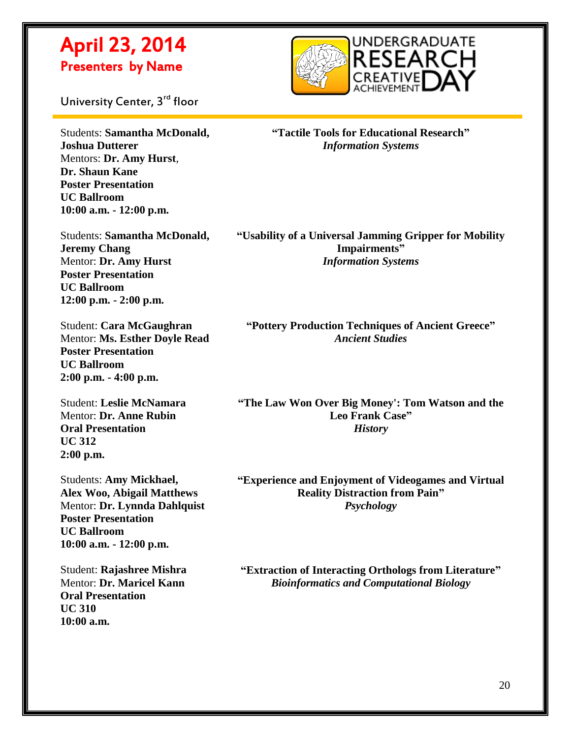# April 23, 2014

## Presenters by Name

University Center, 3rd floor

UNDERGRADUATE RESEARCH CREATIVE ACHIEVEMENT DAY

Students: **Samantha McDonald, Joshua Dutterer**
Mentors: **Dr. Amy Hurst**, **Dr. Shaun Kane**
**Poster Presentation**
**UC Ballroom**
**10:00 a.m. - 12:00 p.m.**

**"Tactile Tools for Educational Research"**
***Information Systems***

Students: **Samantha McDonald, Jeremy Chang**
Mentor: **Dr. Amy Hurst**
**Poster Presentation**
**UC Ballroom**
**12:00 p.m. - 2:00 p.m.**

**"Usability of a Universal Jamming Gripper for Mobility Impairments"**
***Information Systems***

Student: **Cara McGaughran**
Mentor: **Ms. Esther Doyle Read**
**Poster Presentation**
**UC Ballroom**
**2:00 p.m. - 4:00 p.m.**

**"Pottery Production Techniques of Ancient Greece"**
***Ancient Studies***

Student: **Leslie McNamara**
Mentor: **Dr. Anne Rubin**
**Oral Presentation**
**UC 312**
**2:00 p.m.**

**"The Law Won Over Big Money': Tom Watson and the Leo Frank Case"**
***History***

Students: **Amy Mickhael, Alex Woo, Abigail Matthews**
Mentor: **Dr. Lynnda Dahlquist**
**Poster Presentation**
**UC Ballroom**
**10:00 a.m. - 12:00 p.m.**

**"Experience and Enjoyment of Videogames and Virtual Reality Distraction from Pain"**
***Psychology***

Student: **Rajashree Mishra**
Mentor: **Dr. Maricel Kann**
**Oral Presentation**
**UC 310**
**10:00 a.m.**

**"Extraction of Interacting Orthologs from Literature"**
***Bioinformatics and Computational Biology***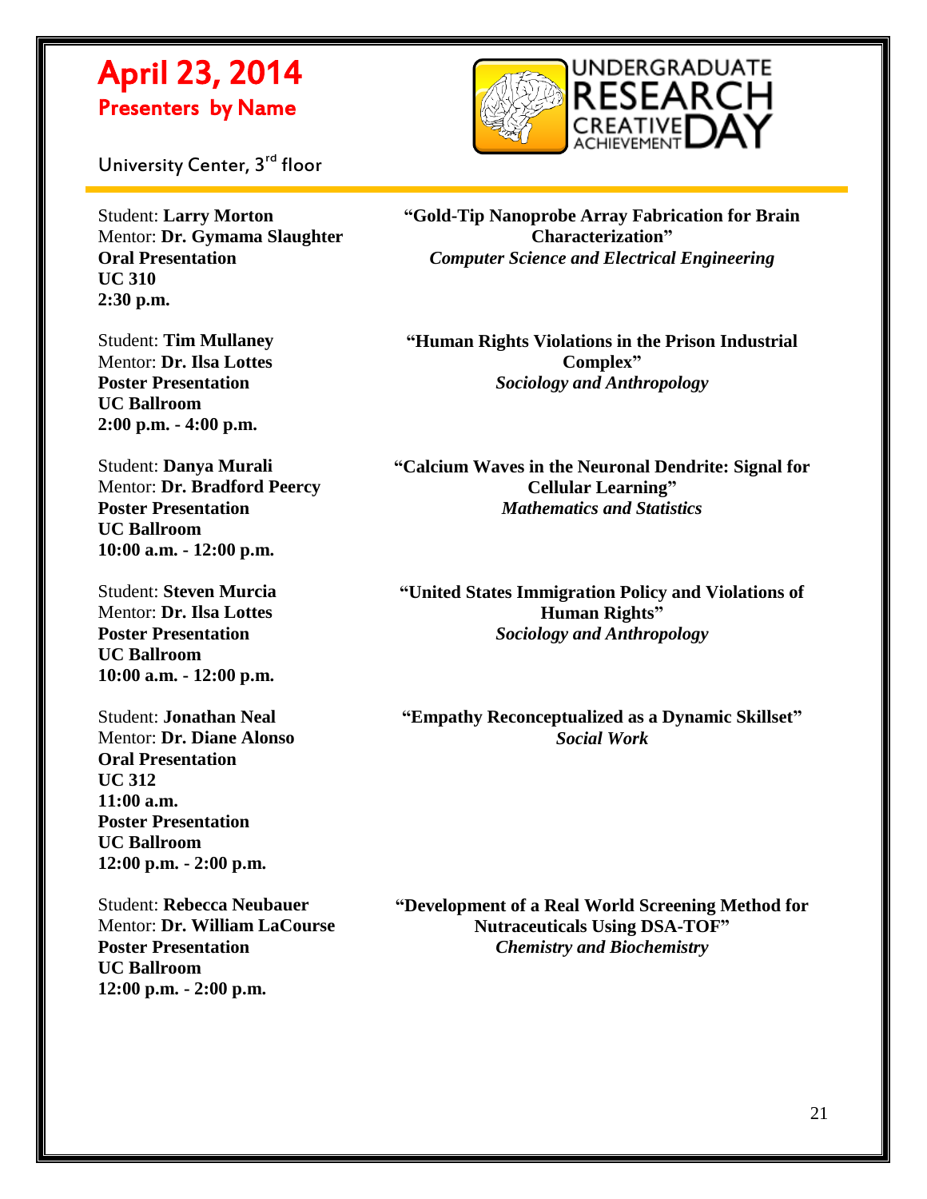# April 23, 2014

## Presenters by Name

University Center, 3rd floor

Student: **Larry Morton**
Mentor: **Dr. Gymama Slaughter**
**Oral Presentation**
**UC 310**
**2:30 p.m.**

**"Gold-Tip Nanoprobe Array Fabrication for Brain Characterization"**
***Computer Science and Electrical Engineering***

Student: **Tim Mullaney**
Mentor: **Dr. Ilsa Lottes**
**Poster Presentation**
**UC Ballroom**
**2:00 p.m. - 4:00 p.m.**

**"Human Rights Violations in the Prison Industrial Complex"**
***Sociology and Anthropology***

Student: **Danya Murali**
Mentor: **Dr. Bradford Peercy**
**Poster Presentation**
**UC Ballroom**
**10:00 a.m. - 12:00 p.m.**

**"Calcium Waves in the Neuronal Dendrite: Signal for Cellular Learning"**
***Mathematics and Statistics***

Student: **Steven Murcia**
Mentor: **Dr. Ilsa Lottes**
**Poster Presentation**
**UC Ballroom**
**10:00 a.m. - 12:00 p.m.**

**"United States Immigration Policy and Violations of Human Rights"**
***Sociology and Anthropology***

Student: **Jonathan Neal**
Mentor: **Dr. Diane Alonso**
**Oral Presentation**
**UC 312**
**11:00 a.m.**
**Poster Presentation**
**UC Ballroom**
**12:00 p.m. - 2:00 p.m.**

**"Empathy Reconceptualized as a Dynamic Skillset"**
***Social Work***

Student: **Rebecca Neubauer**
Mentor: **Dr. William LaCourse**
**Poster Presentation**
**UC Ballroom**
**12:00 p.m. - 2:00 p.m.**

**"Development of a Real World Screening Method for Nutraceuticals Using DSA-TOF"**
***Chemistry and Biochemistry***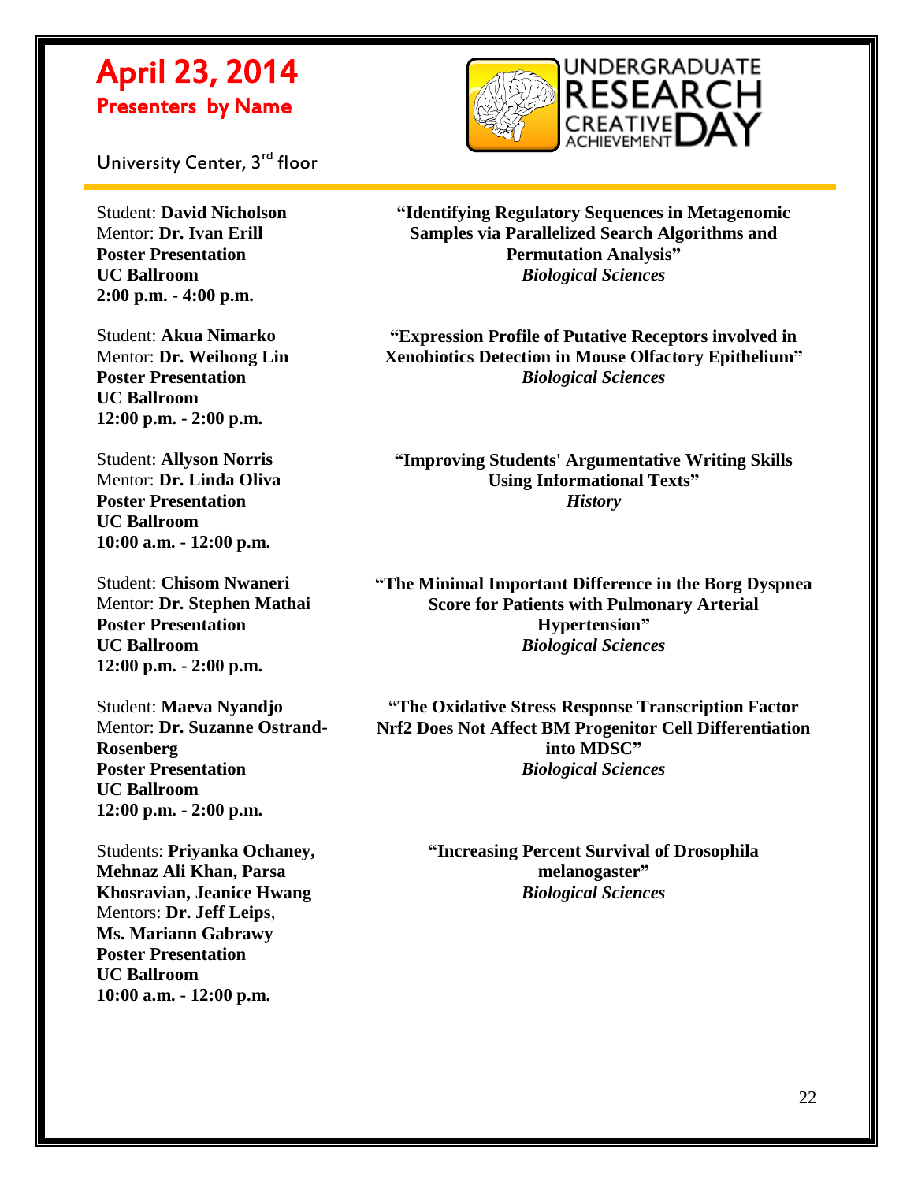# April 23, 2014

## Presenters by Name

University Center, 3rd floor

UNDERGRADUATE RESEARCH CREATIVE ACHIEVEMENT DAY

---

Student: **David Nicholson**
Mentor: **Dr. Ivan Erill**
**Poster Presentation**
**UC Ballroom**
**2:00 p.m. - 4:00 p.m.**

**"Identifying Regulatory Sequences in Metagenomic Samples via Parallelized Search Algorithms and Permutation Analysis"**
***Biological Sciences***

Student: **Akua Nimarko**
Mentor: **Dr. Weihong Lin**
**Poster Presentation**
**UC Ballroom**
**12:00 p.m. - 2:00 p.m.**

**"Expression Profile of Putative Receptors involved in Xenobiotics Detection in Mouse Olfactory Epithelium"**
***Biological Sciences***

Student: **Allyson Norris**
Mentor: **Dr. Linda Oliva**
**Poster Presentation**
**UC Ballroom**
**10:00 a.m. - 12:00 p.m.**

**"Improving Students' Argumentative Writing Skills Using Informational Texts"**
***History***

Student: **Chisom Nwaneri**
Mentor: **Dr. Stephen Mathai**
**Poster Presentation**
**UC Ballroom**
**12:00 p.m. - 2:00 p.m.**

**"The Minimal Important Difference in the Borg Dyspnea Score for Patients with Pulmonary Arterial Hypertension"**
***Biological Sciences***

Student: **Maeva Nyandjo**
Mentor: **Dr. Suzanne Ostrand-Rosenberg**
**Poster Presentation**
**UC Ballroom**
**12:00 p.m. - 2:00 p.m.**

**"The Oxidative Stress Response Transcription Factor Nrf2 Does Not Affect BM Progenitor Cell Differentiation into MDSC"**
***Biological Sciences***

Students: **Priyanka Ochaney, Mehnaz Ali Khan, Parsa Khosravian, Jeanice Hwang**
Mentors: **Dr. Jeff Leips**, **Ms. Mariann Gabrawy**
**Poster Presentation**
**UC Ballroom**
**10:00 a.m. - 12:00 p.m.**

**"Increasing Percent Survival of Drosophila melanogaster"**
***Biological Sciences***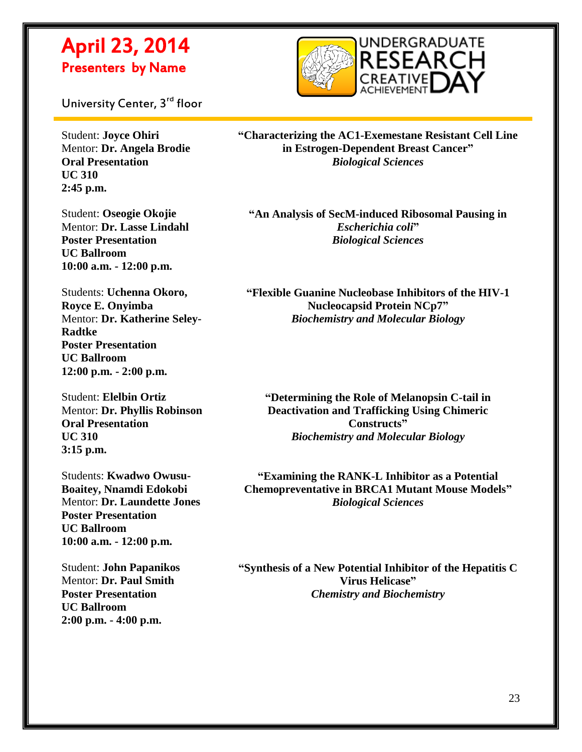# April 23, 2014

## Presenters by Name

University Center, 3rd floor

Student: **Joyce Ohiri**
Mentor: **Dr. Angela Brodie**
**Oral Presentation**
**UC 310**
**2:45 p.m.**

**"Characterizing the AC1-Exemestane Resistant Cell Line in Estrogen-Dependent Breast Cancer"**
***Biological Sciences***

Student: **Oseogie Okojie**
Mentor: **Dr. Lasse Lindahl**
**Poster Presentation**
**UC Ballroom**
**10:00 a.m. - 12:00 p.m.**

**"An Analysis of SecM-induced Ribosomal Pausing in *Escherichia coli*"**
***Biological Sciences***

Students: **Uchenna Okoro, Royce E. Onyimba**
Mentor: **Dr. Katherine Seley-Radtke**
**Poster Presentation**
**UC Ballroom**
**12:00 p.m. - 2:00 p.m.**

**"Flexible Guanine Nucleobase Inhibitors of the HIV-1 Nucleocapsid Protein NCp7"**
***Biochemistry and Molecular Biology***

Student: **Elelbin Ortiz**
Mentor: **Dr. Phyllis Robinson**
**Oral Presentation**
**UC 310**
**3:15 p.m.**

**"Determining the Role of Melanopsin C-tail in Deactivation and Trafficking Using Chimeric Constructs"**
***Biochemistry and Molecular Biology***

Students: **Kwadwo Owusu-Boaitey, Nnamdi Edokobi**
Mentor: **Dr. Laundette Jones**
**Poster Presentation**
**UC Ballroom**
**10:00 a.m. - 12:00 p.m.**

**"Examining the RANK-L Inhibitor as a Potential Chemopreventative in BRCA1 Mutant Mouse Models"**
***Biological Sciences***

Student: **John Papanikos**
Mentor: **Dr. Paul Smith**
**Poster Presentation**
**UC Ballroom**
**2:00 p.m. - 4:00 p.m.**

**"Synthesis of a New Potential Inhibitor of the Hepatitis C Virus Helicase"**
***Chemistry and Biochemistry***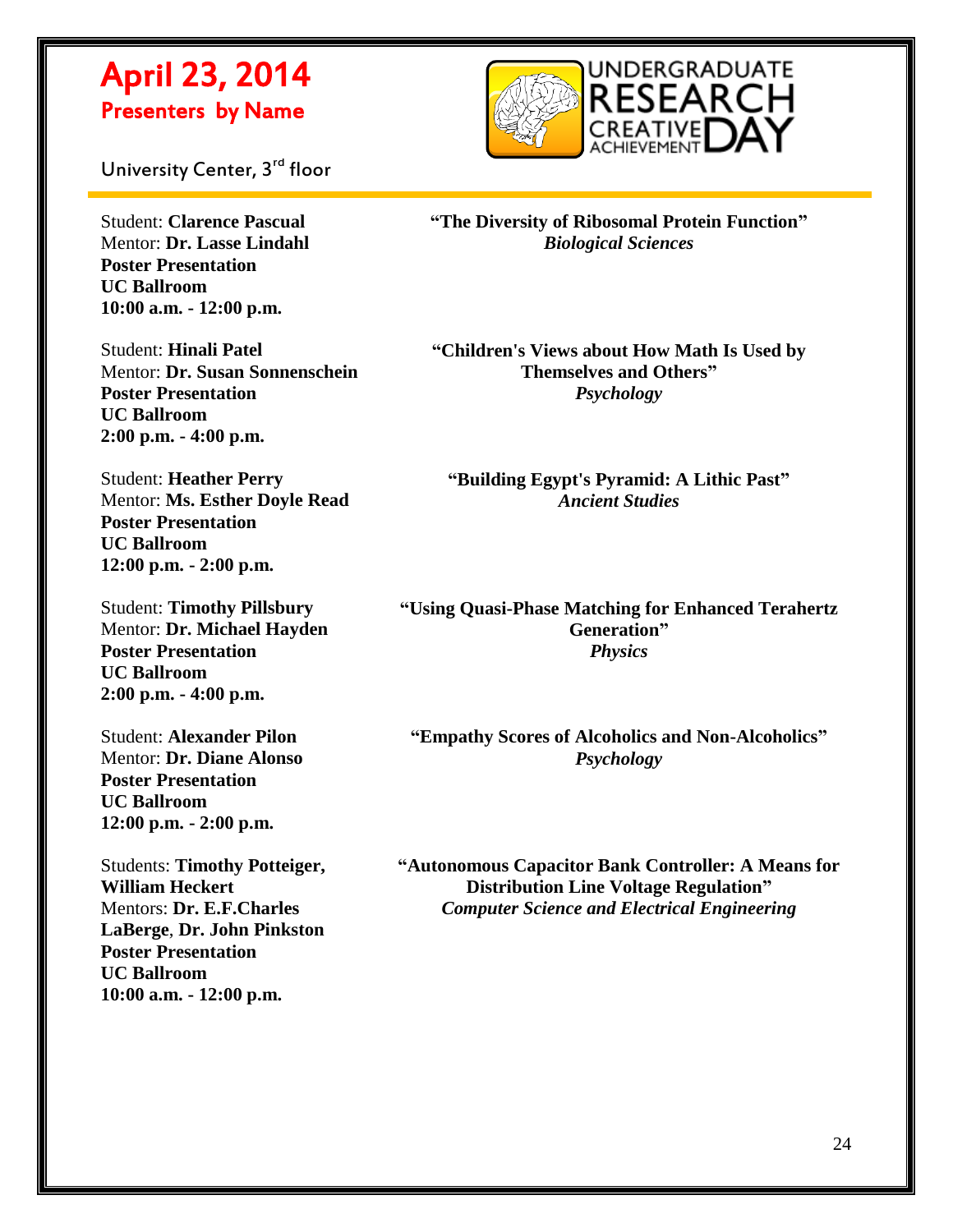# April 23, 2014
## Presenters by Name

University Center, 3rd floor

UNDERGRADUATE RESEARCH CREATIVE ACHIEVEMENT DAY

Student: **Clarence Pascual**
Mentor: **Dr. Lasse Lindahl**
**Poster Presentation**
**UC Ballroom**
**10:00 a.m. - 12:00 p.m.**

**"The Diversity of Ribosomal Protein Function"**
***Biological Sciences***

Student: **Hinali Patel**
Mentor: **Dr. Susan Sonnenschein**
**Poster Presentation**
**UC Ballroom**
**2:00 p.m. - 4:00 p.m.**

**"Children's Views about How Math Is Used by Themselves and Others"**
***Psychology***

Student: **Heather Perry**
Mentor: **Ms. Esther Doyle Read**
**Poster Presentation**
**UC Ballroom**
**12:00 p.m. - 2:00 p.m.**

**"Building Egypt's Pyramid: A Lithic Past"**
***Ancient Studies***

Student: **Timothy Pillsbury**
Mentor: **Dr. Michael Hayden**
**Poster Presentation**
**UC Ballroom**
**2:00 p.m. - 4:00 p.m.**

**"Using Quasi-Phase Matching for Enhanced Terahertz Generation"**
***Physics***

Student: **Alexander Pilon**
Mentor: **Dr. Diane Alonso**
**Poster Presentation**
**UC Ballroom**
**12:00 p.m. - 2:00 p.m.**

**"Empathy Scores of Alcoholics and Non-Alcoholics"**
***Psychology***

Students: **Timothy Potteiger, William Heckert**
Mentors: **Dr. E.F.Charles LaBerge**, **Dr. John Pinkston**
**Poster Presentation**
**UC Ballroom**
**10:00 a.m. - 12:00 p.m.**

**"Autonomous Capacitor Bank Controller: A Means for Distribution Line Voltage Regulation"**
***Computer Science and Electrical Engineering***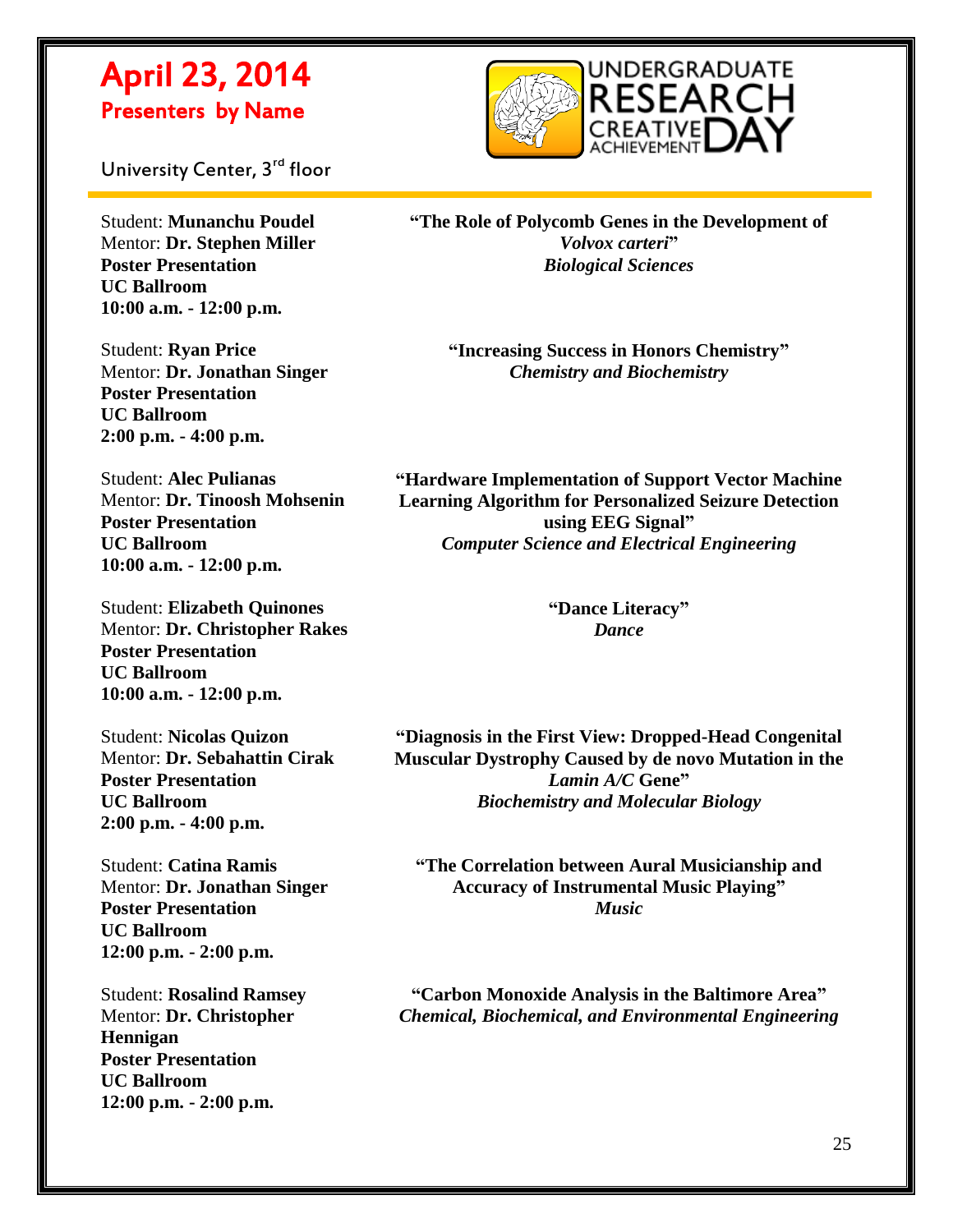# April 23, 2014

## Presenters by Name

University Center, 3rd floor

UNDERGRADUATE RESEARCH CREATIVE ACHIEVEMENT DAY

---

Student: **Munanchu Poudel**
Mentor: **Dr. Stephen Miller**
**Poster Presentation**
**UC Ballroom**
**10:00 a.m. - 12:00 p.m.**

**"The Role of Polycomb Genes in the Development of *Volvox carteri*"**
***Biological Sciences***

Student: **Ryan Price**
Mentor: **Dr. Jonathan Singer**
**Poster Presentation**
**UC Ballroom**
**2:00 p.m. - 4:00 p.m.**

**"Increasing Success in Honors Chemistry"**
***Chemistry and Biochemistry***

Student: **Alec Pulianas**
Mentor: **Dr. Tinoosh Mohsenin**
**Poster Presentation**
**UC Ballroom**
**10:00 a.m. - 12:00 p.m.**

**"Hardware Implementation of Support Vector Machine Learning Algorithm for Personalized Seizure Detection using EEG Signal"**
***Computer Science and Electrical Engineering***

Student: **Elizabeth Quinones**
Mentor: **Dr. Christopher Rakes**
**Poster Presentation**
**UC Ballroom**
**10:00 a.m. - 12:00 p.m.**

**"Dance Literacy"**
***Dance***

Student: **Nicolas Quizon**
Mentor: **Dr. Sebahattin Cirak**
**Poster Presentation**
**UC Ballroom**
**2:00 p.m. - 4:00 p.m.**

**"Diagnosis in the First View: Dropped-Head Congenital Muscular Dystrophy Caused by de novo Mutation in the *Lamin A/C* Gene"**
***Biochemistry and Molecular Biology***

Student: **Catina Ramis**
Mentor: **Dr. Jonathan Singer**
**Poster Presentation**
**UC Ballroom**
**12:00 p.m. - 2:00 p.m.**

**"The Correlation between Aural Musicianship and Accuracy of Instrumental Music Playing"**
***Music***

Student: **Rosalind Ramsey**
Mentor: **Dr. Christopher Hennigan**
**Poster Presentation**
**UC Ballroom**
**12:00 p.m. - 2:00 p.m.**

**"Carbon Monoxide Analysis in the Baltimore Area"**
***Chemical, Biochemical, and Environmental Engineering***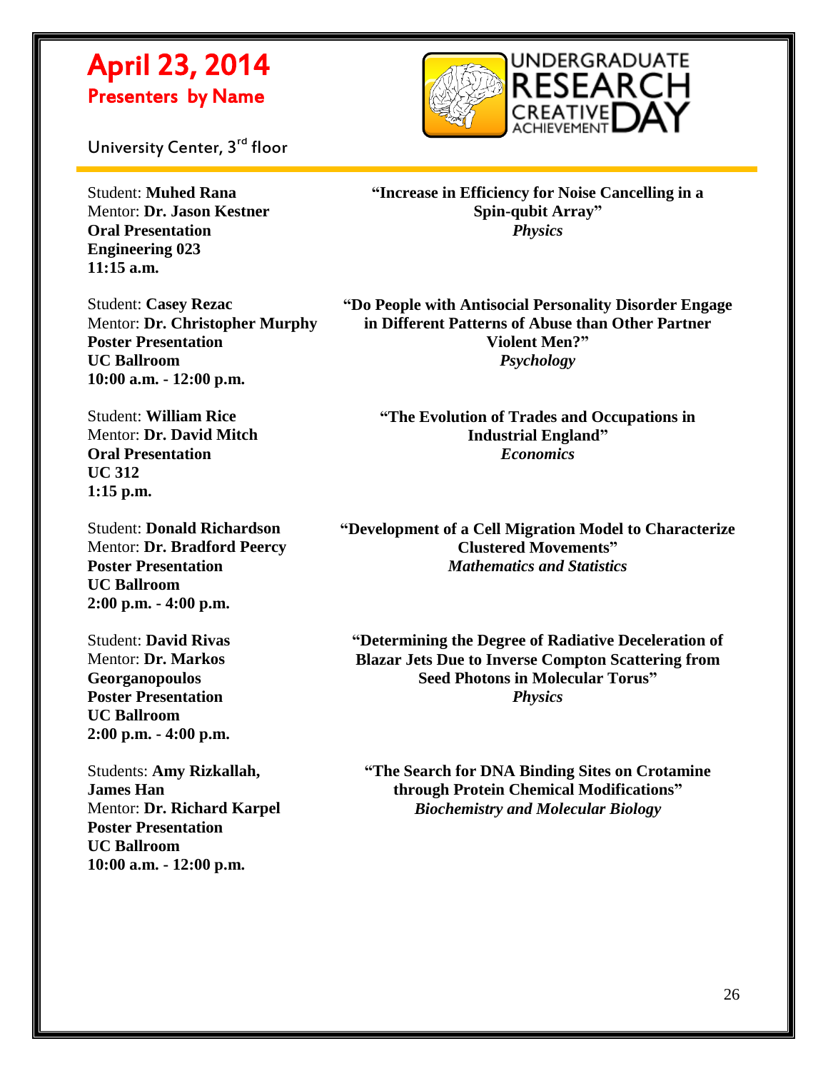# April 23, 2014
## Presenters by Name

University Center, 3rd floor

Student: **Muhed Rana**
Mentor: **Dr. Jason Kestner**
**Oral Presentation**
**Engineering 023**
**11:15 a.m.**

**"Increase in Efficiency for Noise Cancelling in a Spin-qubit Array"**
***Physics***

Student: **Casey Rezac**
Mentor: **Dr. Christopher Murphy**
**Poster Presentation**
**UC Ballroom**
**10:00 a.m. - 12:00 p.m.**

**"Do People with Antisocial Personality Disorder Engage in Different Patterns of Abuse than Other Partner Violent Men?"**
***Psychology***

Student: **William Rice**
Mentor: **Dr. David Mitch**
**Oral Presentation**
**UC 312**
**1:15 p.m.**

**"The Evolution of Trades and Occupations in Industrial England"**
***Economics***

Student: **Donald Richardson**
Mentor: **Dr. Bradford Peercy**
**Poster Presentation**
**UC Ballroom**
**2:00 p.m. - 4:00 p.m.**

**"Development of a Cell Migration Model to Characterize Clustered Movements"**
***Mathematics and Statistics***

Student: **David Rivas**
Mentor: **Dr. Markos Georganopoulos**
**Poster Presentation**
**UC Ballroom**
**2:00 p.m. - 4:00 p.m.**

**"Determining the Degree of Radiative Deceleration of Blazar Jets Due to Inverse Compton Scattering from Seed Photons in Molecular Torus"**
***Physics***

Students: **Amy Rizkallah, James Han**
Mentor: **Dr. Richard Karpel**
**Poster Presentation**
**UC Ballroom**
**10:00 a.m. - 12:00 p.m.**

**"The Search for DNA Binding Sites on Crotamine through Protein Chemical Modifications"**
***Biochemistry and Molecular Biology***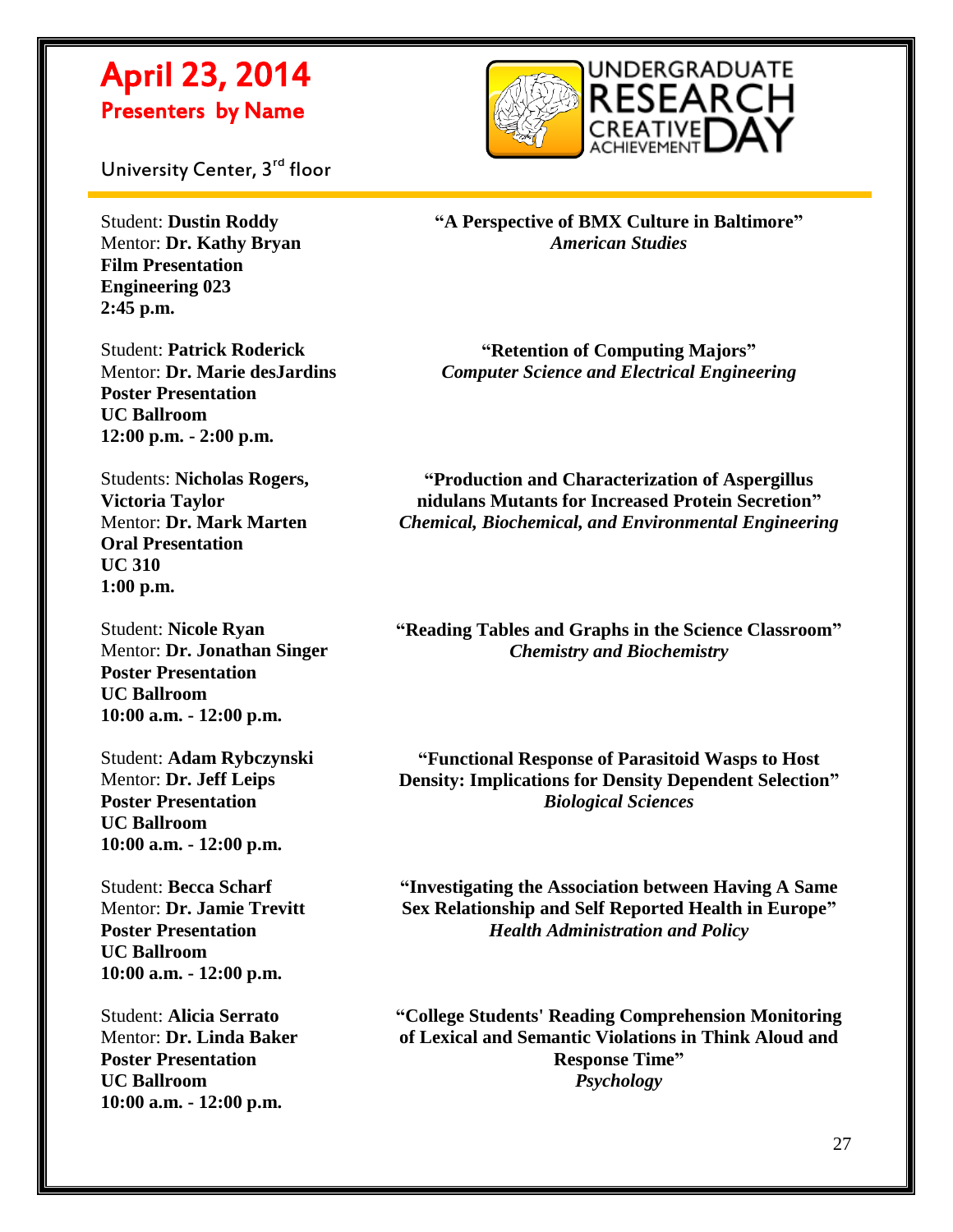# April 23, 2014
## Presenters by Name

University Center, 3rd floor

UNDERGRADUATE RESEARCH CREATIVE ACHIEVEMENT DAY

---

Student: **Dustin Roddy**
Mentor: **Dr. Kathy Bryan**
**Film Presentation**
**Engineering 023**
**2:45 p.m.**

**"A Perspective of BMX Culture in Baltimore"**
***American Studies***

Student: **Patrick Roderick**
Mentor: **Dr. Marie desJardins**
**Poster Presentation**
**UC Ballroom**
**12:00 p.m. - 2:00 p.m.**

**"Retention of Computing Majors"**
***Computer Science and Electrical Engineering***

Students: **Nicholas Rogers, Victoria Taylor**
Mentor: **Dr. Mark Marten**
**Oral Presentation**
**UC 310**
**1:00 p.m.**

**"Production and Characterization of Aspergillus nidulans Mutants for Increased Protein Secretion"**
***Chemical, Biochemical, and Environmental Engineering***

Student: **Nicole Ryan**
Mentor: **Dr. Jonathan Singer**
**Poster Presentation**
**UC Ballroom**
**10:00 a.m. - 12:00 p.m.**

**"Reading Tables and Graphs in the Science Classroom"**
***Chemistry and Biochemistry***

Student: **Adam Rybczynski**
Mentor: **Dr. Jeff Leips**
**Poster Presentation**
**UC Ballroom**
**10:00 a.m. - 12:00 p.m.**

**"Functional Response of Parasitoid Wasps to Host Density: Implications for Density Dependent Selection"**
***Biological Sciences***

Student: **Becca Scharf**
Mentor: **Dr. Jamie Trevitt**
**Poster Presentation**
**UC Ballroom**
**10:00 a.m. - 12:00 p.m.**

**"Investigating the Association between Having A Same Sex Relationship and Self Reported Health in Europe"**
***Health Administration and Policy***

Student: **Alicia Serrato**
Mentor: **Dr. Linda Baker**
**Poster Presentation**
**UC Ballroom**
**10:00 a.m. - 12:00 p.m.**

**"College Students' Reading Comprehension Monitoring of Lexical and Semantic Violations in Think Aloud and Response Time"**
***Psychology***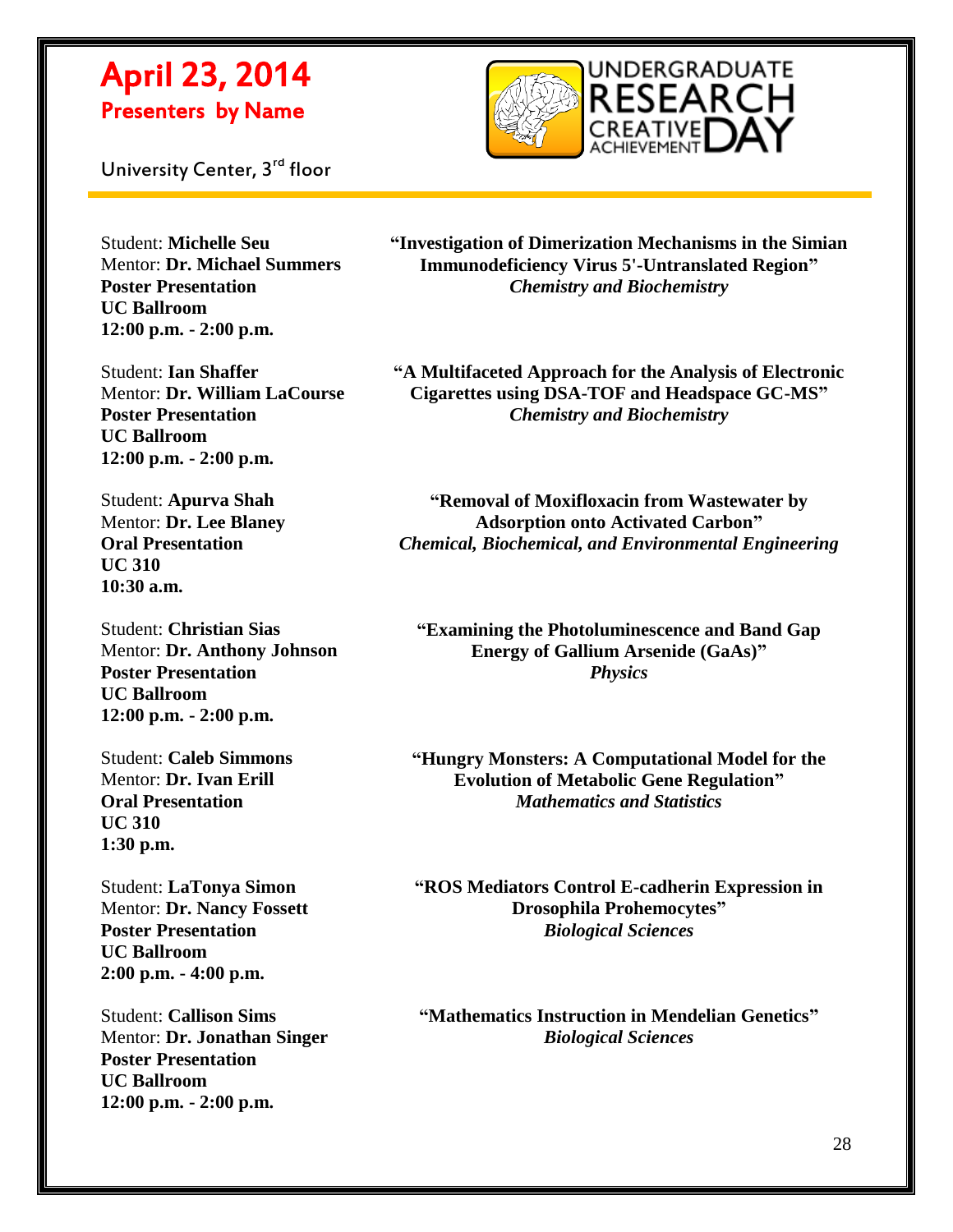# April 23, 2014

## Presenters by Name

University Center, 3rd floor

Student: **Michelle Seu**
Mentor: **Dr. Michael Summers**
**Poster Presentation**
**UC Ballroom**
**12:00 p.m. - 2:00 p.m.**

**"Investigation of Dimerization Mechanisms in the Simian Immunodeficiency Virus 5'-Untranslated Region"**
***Chemistry and Biochemistry***

Student: **Ian Shaffer**
Mentor: **Dr. William LaCourse**
**Poster Presentation**
**UC Ballroom**
**12:00 p.m. - 2:00 p.m.**

**"A Multifaceted Approach for the Analysis of Electronic Cigarettes using DSA-TOF and Headspace GC-MS"**
***Chemistry and Biochemistry***

Student: **Apurva Shah**
Mentor: **Dr. Lee Blaney**
**Oral Presentation**
**UC 310**
**10:30 a.m.**

**"Removal of Moxifloxacin from Wastewater by Adsorption onto Activated Carbon"**
***Chemical, Biochemical, and Environmental Engineering***

Student: **Christian Sias**
Mentor: **Dr. Anthony Johnson**
**Poster Presentation**
**UC Ballroom**
**12:00 p.m. - 2:00 p.m.**

**"Examining the Photoluminescence and Band Gap Energy of Gallium Arsenide (GaAs)"**
***Physics***

Student: **Caleb Simmons**
Mentor: **Dr. Ivan Erill**
**Oral Presentation**
**UC 310**
**1:30 p.m.**

**"Hungry Monsters: A Computational Model for the Evolution of Metabolic Gene Regulation"**
***Mathematics and Statistics***

Student: **LaTonya Simon**
Mentor: **Dr. Nancy Fossett**
**Poster Presentation**
**UC Ballroom**
**2:00 p.m. - 4:00 p.m.**

**"ROS Mediators Control E-cadherin Expression in Drosophila Prohemocytes"**
***Biological Sciences***

Student: **Callison Sims**
Mentor: **Dr. Jonathan Singer**
**Poster Presentation**
**UC Ballroom**
**12:00 p.m. - 2:00 p.m.**

**"Mathematics Instruction in Mendelian Genetics"**
***Biological Sciences***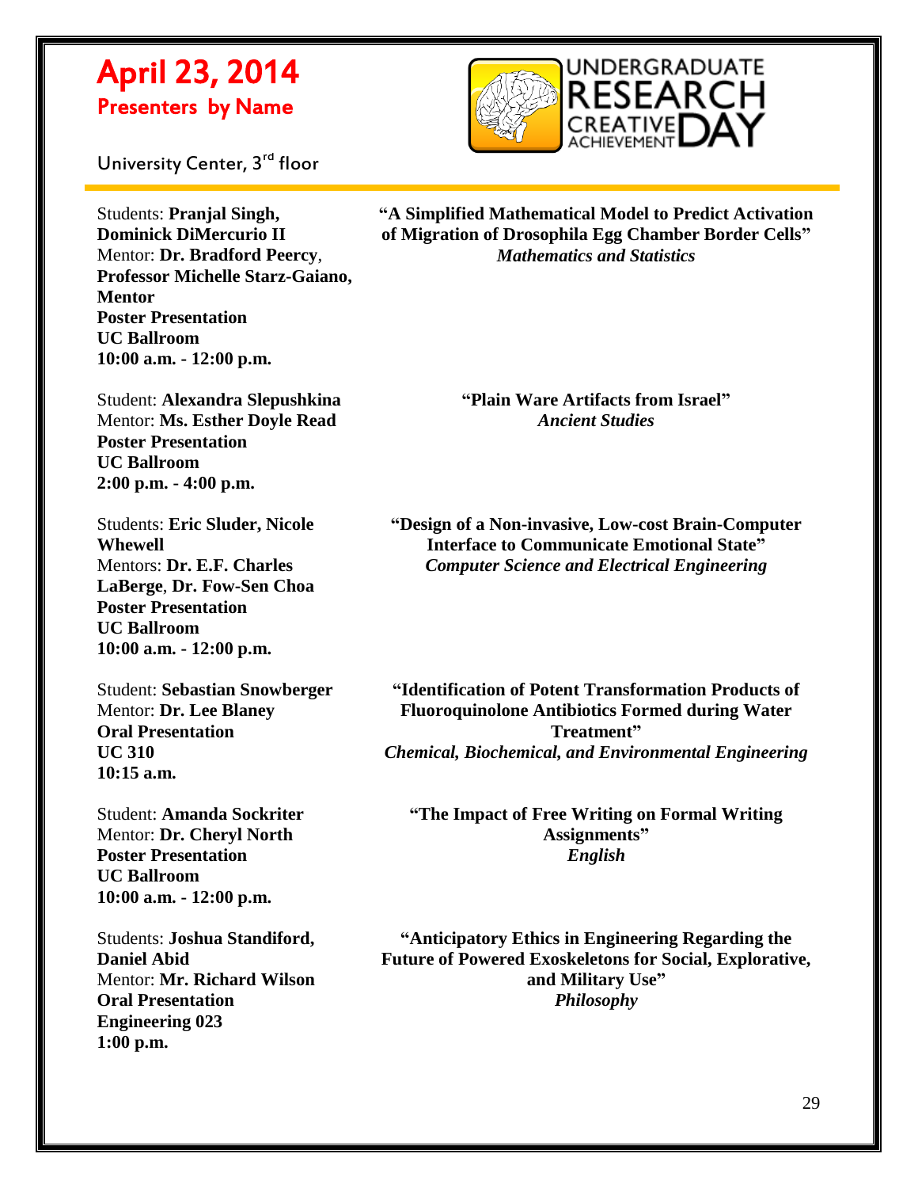# April 23, 2014

## Presenters by Name

University Center, 3rd floor

Students: **Pranjal Singh, Dominick DiMercurio II**
Mentor: **Dr. Bradford Peercy**, **Professor Michelle Starz-Gaiano, Mentor**
**Poster Presentation**
**UC Ballroom**
**10:00 a.m. - 12:00 p.m.**

**"A Simplified Mathematical Model to Predict Activation of Migration of Drosophila Egg Chamber Border Cells"**
***Mathematics and Statistics***

Student: **Alexandra Slepushkina**
Mentor: **Ms. Esther Doyle Read**
**Poster Presentation**
**UC Ballroom**
**2:00 p.m. - 4:00 p.m.**

**"Plain Ware Artifacts from Israel"**
***Ancient Studies***

Students: **Eric Sluder, Nicole Whewell**
Mentors: **Dr. E.F. Charles LaBerge**, **Dr. Fow-Sen Choa**
**Poster Presentation**
**UC Ballroom**
**10:00 a.m. - 12:00 p.m.**

**"Design of a Non-invasive, Low-cost Brain-Computer Interface to Communicate Emotional State"**
***Computer Science and Electrical Engineering***

Student: **Sebastian Snowberger**
Mentor: **Dr. Lee Blaney**
**Oral Presentation**
**UC 310**
**10:15 a.m.**

**"Identification of Potent Transformation Products of Fluoroquinolone Antibiotics Formed during Water Treatment"**
***Chemical, Biochemical, and Environmental Engineering***

Student: **Amanda Sockriter**
Mentor: **Dr. Cheryl North**
**Poster Presentation**
**UC Ballroom**
**10:00 a.m. - 12:00 p.m.**

**"The Impact of Free Writing on Formal Writing Assignments"**
***English***

Students: **Joshua Standiford, Daniel Abid**
Mentor: **Mr. Richard Wilson**
**Oral Presentation**
**Engineering 023**
**1:00 p.m.**

**"Anticipatory Ethics in Engineering Regarding the Future of Powered Exoskeletons for Social, Explorative, and Military Use"**
***Philosophy***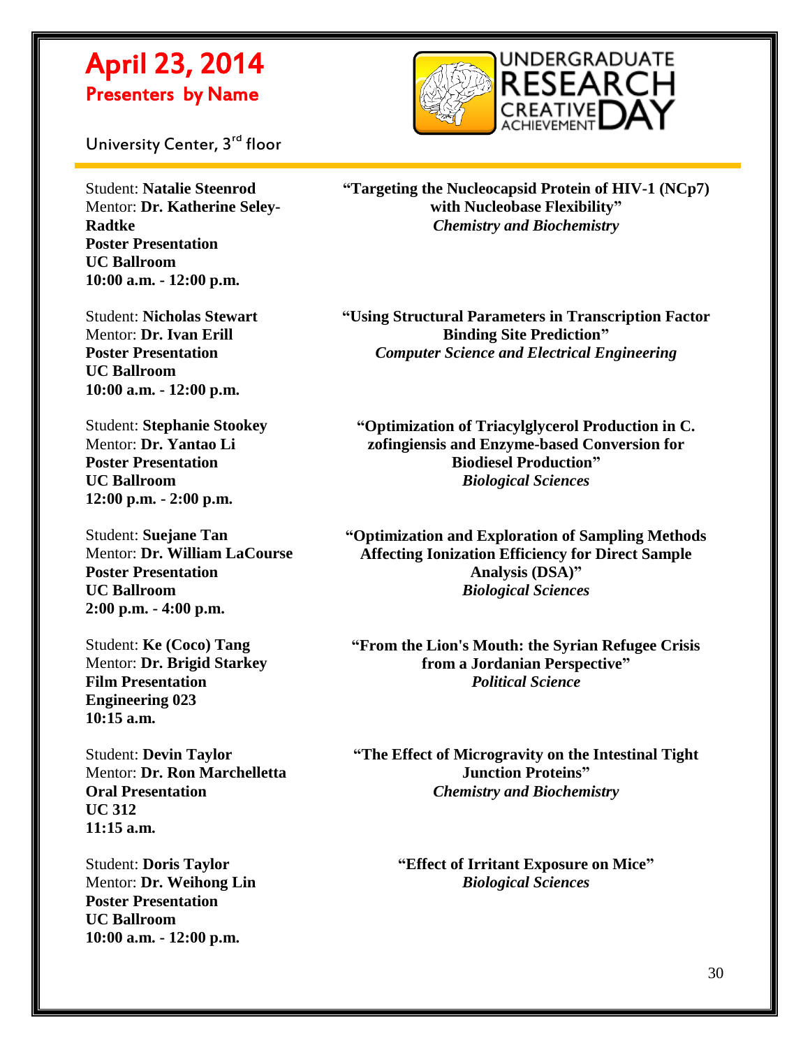# April 23, 2014
## Presenters by Name

University Center, 3rd floor

UNDERGRADUATE RESEARCH CREATIVE ACHIEVEMENT DAY

---

Student: **Natalie Steenrod**
Mentor: **Dr. Katherine Seley-Radtke**
**Poster Presentation**
**UC Ballroom**
**10:00 a.m. - 12:00 p.m.**

**"Targeting the Nucleocapsid Protein of HIV-1 (NCp7) with Nucleobase Flexibility"**
***Chemistry and Biochemistry***

Student: **Nicholas Stewart**
Mentor: **Dr. Ivan Erill**
**Poster Presentation**
**UC Ballroom**
**10:00 a.m. - 12:00 p.m.**

**"Using Structural Parameters in Transcription Factor Binding Site Prediction"**
***Computer Science and Electrical Engineering***

Student: **Stephanie Stookey**
Mentor: **Dr. Yantao Li**
**Poster Presentation**
**UC Ballroom**
**12:00 p.m. - 2:00 p.m.**

**"Optimization of Triacylglycerol Production in C. zofingiensis and Enzyme-based Conversion for Biodiesel Production"**
***Biological Sciences***

Student: **Suejane Tan**
Mentor: **Dr. William LaCourse**
**Poster Presentation**
**UC Ballroom**
**2:00 p.m. - 4:00 p.m.**

**"Optimization and Exploration of Sampling Methods Affecting Ionization Efficiency for Direct Sample Analysis (DSA)"**
***Biological Sciences***

Student: **Ke (Coco) Tang**
Mentor: **Dr. Brigid Starkey**
**Film Presentation**
**Engineering 023**
**10:15 a.m.**

**"From the Lion's Mouth: the Syrian Refugee Crisis from a Jordanian Perspective"**
***Political Science***

Student: **Devin Taylor**
Mentor: **Dr. Ron Marchelletta**
**Oral Presentation**
**UC 312**
**11:15 a.m.**

**"The Effect of Microgravity on the Intestinal Tight Junction Proteins"**
***Chemistry and Biochemistry***

Student: **Doris Taylor**
Mentor: **Dr. Weihong Lin**
**Poster Presentation**
**UC Ballroom**
**10:00 a.m. - 12:00 p.m.**

**"Effect of Irritant Exposure on Mice"**
***Biological Sciences***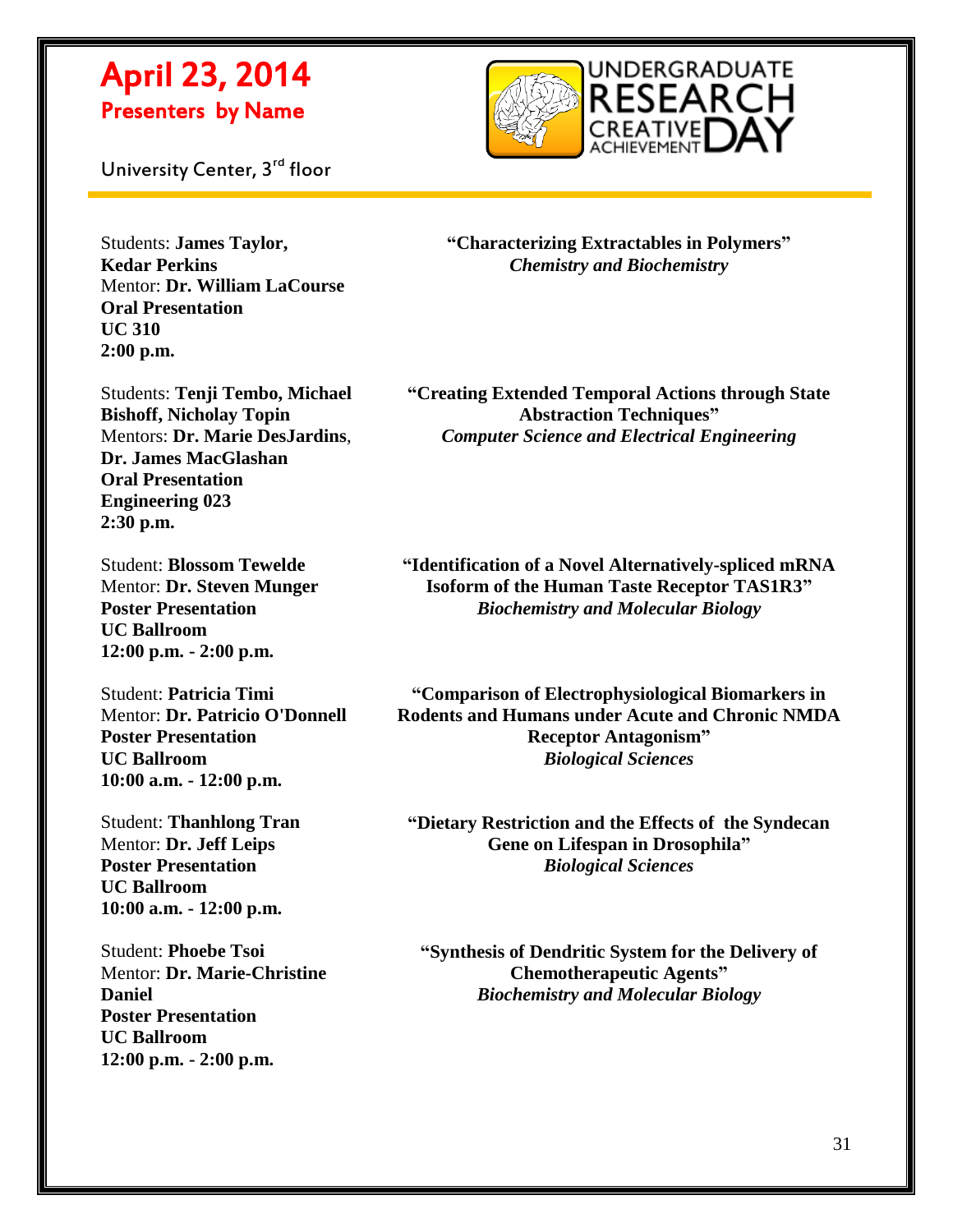Students: **James Taylor, Kedar Perkins**
Mentor: **Dr. William LaCourse**
**Oral Presentation**
**UC 310**
**2:00 p.m.**

**"Characterizing Extractables in Polymers"**
***Chemistry and Biochemistry***

Students: **Tenji Tembo, Michael Bishoff, Nicholay Topin**
Mentors: **Dr. Marie DesJardins**, **Dr. James MacGlashan**
**Oral Presentation**
**Engineering 023**
**2:30 p.m.**

**"Creating Extended Temporal Actions through State Abstraction Techniques"**
***Computer Science and Electrical Engineering***

Student: **Blossom Tewelde**
Mentor: **Dr. Steven Munger**
**Poster Presentation**
**UC Ballroom**
**12:00 p.m. - 2:00 p.m.**

**"Identification of a Novel Alternatively-spliced mRNA Isoform of the Human Taste Receptor TAS1R3"**
***Biochemistry and Molecular Biology***

Student: **Patricia Timi**
Mentor: **Dr. Patricio O'Donnell**
**Poster Presentation**
**UC Ballroom**
**10:00 a.m. - 12:00 p.m.**

**"Comparison of Electrophysiological Biomarkers in Rodents and Humans under Acute and Chronic NMDA Receptor Antagonism"**
***Biological Sciences***

Student: **Thanhlong Tran**
Mentor: **Dr. Jeff Leips**
**Poster Presentation**
**UC Ballroom**
**10:00 a.m. - 12:00 p.m.**

**"Dietary Restriction and the Effects of the Syndecan Gene on Lifespan in Drosophila"**
***Biological Sciences***

Student: **Phoebe Tsoi**
Mentor: **Dr. Marie-Christine Daniel**
**Poster Presentation**
**UC Ballroom**
**12:00 p.m. - 2:00 p.m.**

**"Synthesis of Dendritic System for the Delivery of Chemotherapeutic Agents"**
***Biochemistry and Molecular Biology***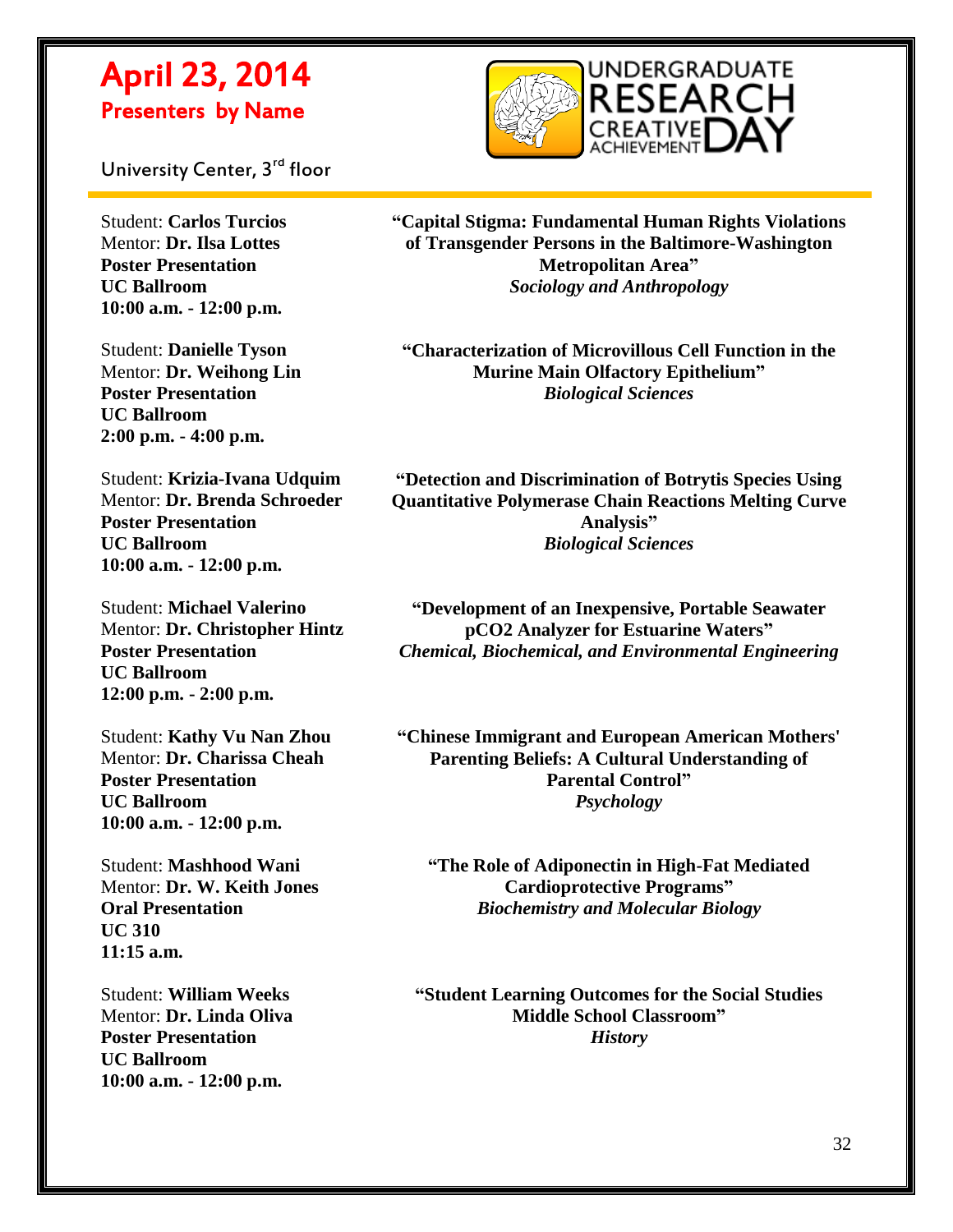# April 23, 2014

## Presenters by Name

University Center, 3rd floor

UNDERGRADUATE RESEARCH CREATIVE ACHIEVEMENT DAY

---

Student: **Carlos Turcios**
Mentor: **Dr. Ilsa Lottes**
**Poster Presentation**
**UC Ballroom**
**10:00 a.m. - 12:00 p.m.**

**"Capital Stigma: Fundamental Human Rights Violations of Transgender Persons in the Baltimore-Washington Metropolitan Area"**
***Sociology and Anthropology***

Student: **Danielle Tyson**
Mentor: **Dr. Weihong Lin**
**Poster Presentation**
**UC Ballroom**
**2:00 p.m. - 4:00 p.m.**

**"Characterization of Microvillous Cell Function in the Murine Main Olfactory Epithelium"**
***Biological Sciences***

Student: **Krizia-Ivana Udquim**
Mentor: **Dr. Brenda Schroeder**
**Poster Presentation**
**UC Ballroom**
**10:00 a.m. - 12:00 p.m.**

**"Detection and Discrimination of Botrytis Species Using Quantitative Polymerase Chain Reactions Melting Curve Analysis"**
***Biological Sciences***

Student: **Michael Valerino**
Mentor: **Dr. Christopher Hintz**
**Poster Presentation**
**UC Ballroom**
**12:00 p.m. - 2:00 p.m.**

**"Development of an Inexpensive, Portable Seawater pCO2 Analyzer for Estuarine Waters"**
***Chemical, Biochemical, and Environmental Engineering***

Student: **Kathy Vu Nan Zhou**
Mentor: **Dr. Charissa Cheah**
**Poster Presentation**
**UC Ballroom**
**10:00 a.m. - 12:00 p.m.**

**"Chinese Immigrant and European American Mothers' Parenting Beliefs: A Cultural Understanding of Parental Control"**
***Psychology***

Student: **Mashhood Wani**
Mentor: **Dr. W. Keith Jones**
**Oral Presentation**
**UC 310**
**11:15 a.m.**

**"The Role of Adiponectin in High-Fat Mediated Cardioprotective Programs"**
***Biochemistry and Molecular Biology***

Student: **William Weeks**
Mentor: **Dr. Linda Oliva**
**Poster Presentation**
**UC Ballroom**
**10:00 a.m. - 12:00 p.m.**

**"Student Learning Outcomes for the Social Studies Middle School Classroom"**
***History***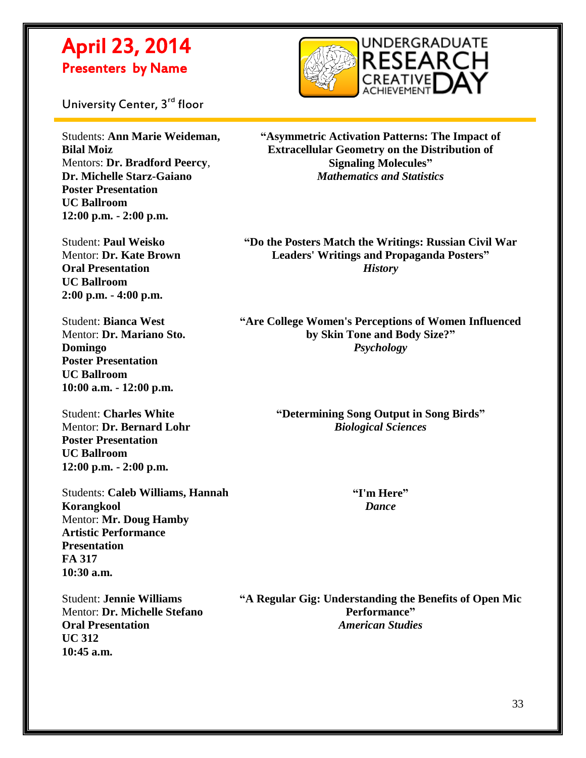# April 23, 2014
## Presenters by Name

University Center, 3rd floor

Students: **Ann Marie Weideman, Bilal Moiz**
Mentors: **Dr. Bradford Peercy**, **Dr. Michelle Starz-Gaiano**
**Poster Presentation**
**UC Ballroom**
**12:00 p.m. - 2:00 p.m.**

**"Asymmetric Activation Patterns: The Impact of Extracellular Geometry on the Distribution of Signaling Molecules"**
***Mathematics and Statistics***

Student: **Paul Weisko**
Mentor: **Dr. Kate Brown**
**Oral Presentation**
**UC Ballroom**
**2:00 p.m. - 4:00 p.m.**

**"Do the Posters Match the Writings: Russian Civil War Leaders' Writings and Propaganda Posters"**
***History***

Student: **Bianca West**
Mentor: **Dr. Mariano Sto. Domingo**
**Poster Presentation**
**UC Ballroom**
**10:00 a.m. - 12:00 p.m.**

**"Are College Women's Perceptions of Women Influenced by Skin Tone and Body Size?"**
***Psychology***

Student: **Charles White**
Mentor: **Dr. Bernard Lohr**
**Poster Presentation**
**UC Ballroom**
**12:00 p.m. - 2:00 p.m.**

**"Determining Song Output in Song Birds"**
***Biological Sciences***

Students: **Caleb Williams, Hannah Korangkool**
Mentor: **Mr. Doug Hamby**
**Artistic Performance Presentation**
**FA 317**
**10:30 a.m.**

**"I'm Here"**
***Dance***

Student: **Jennie Williams**
Mentor: **Dr. Michelle Stefano**
**Oral Presentation**
**UC 312**
**10:45 a.m.**

**"A Regular Gig: Understanding the Benefits of Open Mic Performance"**
***American Studies***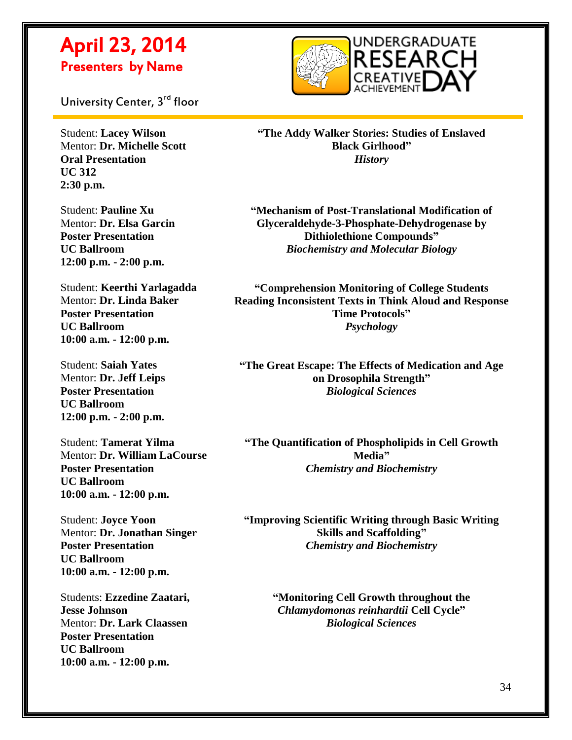# April 23, 2014
## Presenters by Name

University Center, 3rd floor

Student: **Lacey Wilson**
Mentor: **Dr. Michelle Scott**
**Oral Presentation**
**UC 312**
**2:30 p.m.**

**"The Addy Walker Stories: Studies of Enslaved Black Girlhood"**
***History***

Student: **Pauline Xu**
Mentor: **Dr. Elsa Garcin**
**Poster Presentation**
**UC Ballroom**
**12:00 p.m. - 2:00 p.m.**

**"Mechanism of Post-Translational Modification of Glyceraldehyde-3-Phosphate-Dehydrogenase by Dithiolethione Compounds"**
***Biochemistry and Molecular Biology***

Student: **Keerthi Yarlagadda**
Mentor: **Dr. Linda Baker**
**Poster Presentation**
**UC Ballroom**
**10:00 a.m. - 12:00 p.m.**

**"Comprehension Monitoring of College Students Reading Inconsistent Texts in Think Aloud and Response Time Protocols"**
***Psychology***

Student: **Saiah Yates**
Mentor: **Dr. Jeff Leips**
**Poster Presentation**
**UC Ballroom**
**12:00 p.m. - 2:00 p.m.**

**"The Great Escape: The Effects of Medication and Age on Drosophila Strength"**
***Biological Sciences***

Student: **Tamerat Yilma**
Mentor: **Dr. William LaCourse**
**Poster Presentation**
**UC Ballroom**
**10:00 a.m. - 12:00 p.m.**

**"The Quantification of Phospholipids in Cell Growth Media"**
***Chemistry and Biochemistry***

Student: **Joyce Yoon**
Mentor: **Dr. Jonathan Singer**
**Poster Presentation**
**UC Ballroom**
**10:00 a.m. - 12:00 p.m.**

**"Improving Scientific Writing through Basic Writing Skills and Scaffolding"**
***Chemistry and Biochemistry***

Students: **Ezzedine Zaatari, Jesse Johnson**
Mentor: **Dr. Lark Claassen**
**Poster Presentation**
**UC Ballroom**
**10:00 a.m. - 12:00 p.m.**

**"Monitoring Cell Growth throughout the *Chlamydomonas reinhardtii* Cell Cycle"**
***Biological Sciences***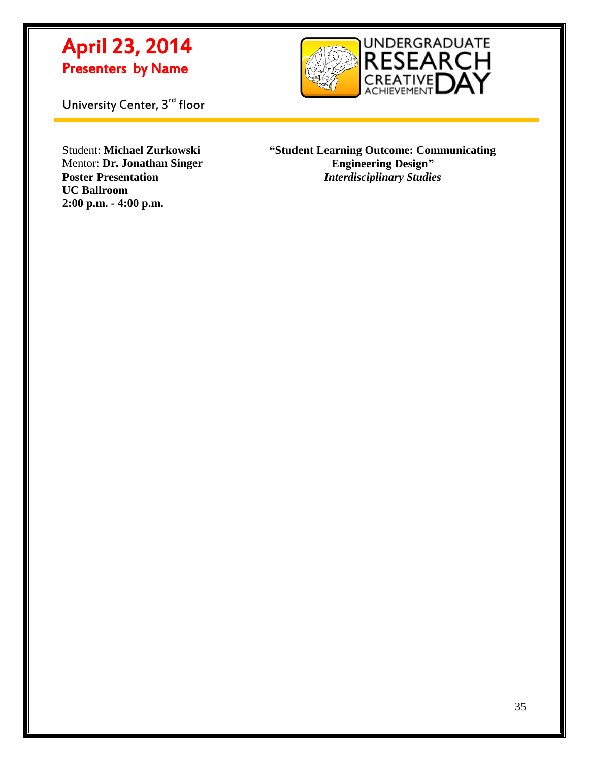# April 23, 2014
## Presenters by Name

University Center, 3rd floor

UNDERGRADUATE RESEARCH CREATIVE ACHIEVEMENT DAY

Student: **Michael Zurkowski**
Mentor: **Dr. Jonathan Singer**
**Poster Presentation**
**UC Ballroom**
**2:00 p.m. - 4:00 p.m.**

**"Student Learning Outcome: Communicating Engineering Design"**
***Interdisciplinary Studies***